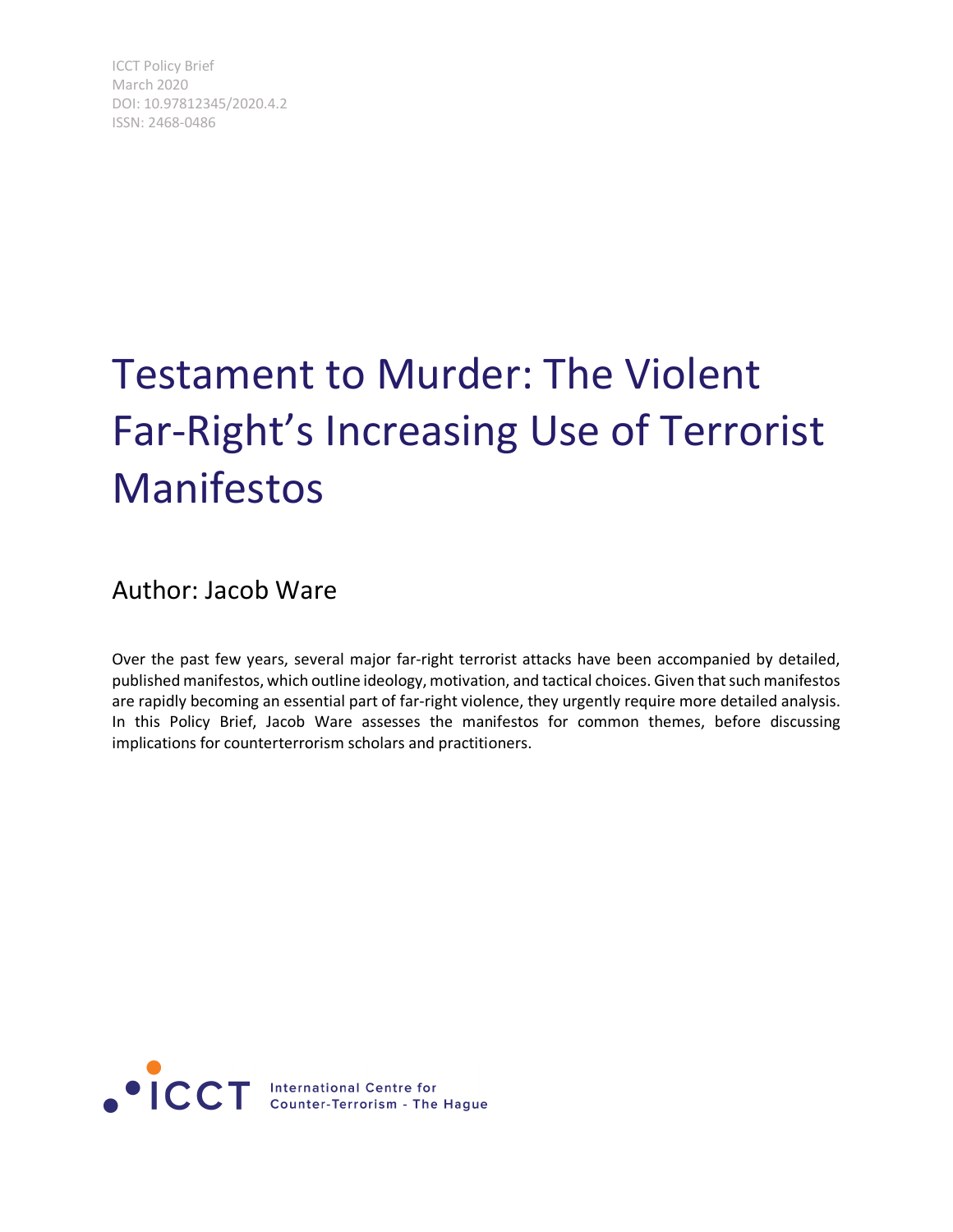ICCT Policy Brief
March 2020
DOI: 10.97812345/2020.4.2
ISSN: 2468-0486

# Testament to Murder: The Violent Far-Right's Increasing Use of Terrorist Manifestos

## Author: Jacob Ware

Over the past few years, several major far-right terrorist attacks have been accompanied by detailed, published manifestos, which outline ideology, motivation, and tactical choices. Given that such manifestos are rapidly becoming an essential part of far-right violence, they urgently require more detailed analysis. In this Policy Brief, Jacob Ware assesses the manifestos for common themes, before discussing implications for counterterrorism scholars and practitioners.

ICCT International Centre for Counter-Terrorism - The Hague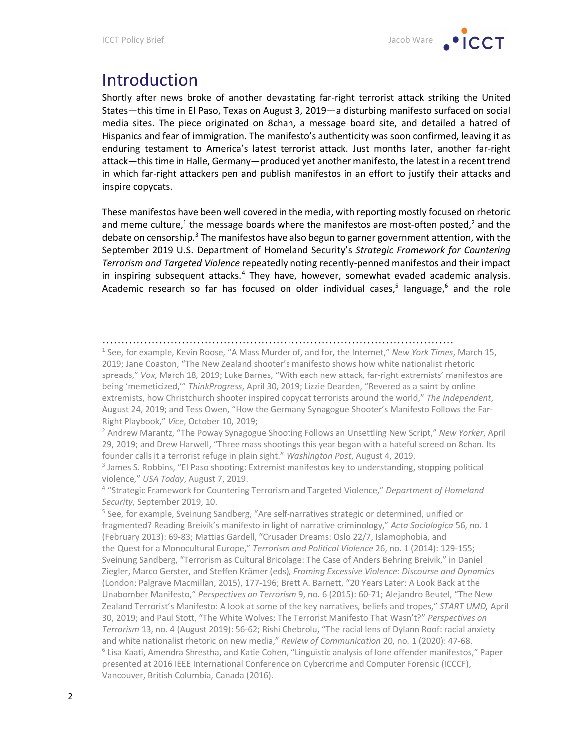# Introduction

Shortly after news broke of another devastating far-right terrorist attack striking the United States—this time in El Paso, Texas on August 3, 2019—a disturbing manifesto surfaced on social media sites. The piece originated on 8chan, a message board site, and detailed a hatred of Hispanics and fear of immigration. The manifesto's authenticity was soon confirmed, leaving it as enduring testament to America's latest terrorist attack. Just months later, another far-right attack—this time in Halle, Germany—produced yet another manifesto, the latest in a recent trend in which far-right attackers pen and publish manifestos in an effort to justify their attacks and inspire copycats.

These manifestos have been well covered in the media, with reporting mostly focused on rhetoric and meme culture,[1] the message boards where the manifestos are most-often posted,[2] and the debate on censorship.[3] The manifestos have also begun to garner government attention, with the September 2019 U.S. Department of Homeland Security's *Strategic Framework for Countering Terrorism and Targeted Violence* repeatedly noting recently-penned manifestos and their impact in inspiring subsequent attacks.[4] They have, however, somewhat evaded academic analysis. Academic research so far has focused on older individual cases,[5] language,[6] and the role

---

[1] See, for example, Kevin Roose, "A Mass Murder of, and for, the Internet," *New York Times*, March 15, 2019; Jane Coaston, "The New Zealand shooter's manifesto shows how white nationalist rhetoric spreads," *Vox*, March 18, 2019; Luke Barnes, "With each new attack, far-right extremists' manifestos are being 'memeticized,'" *ThinkProgress*, April 30, 2019; Lizzie Dearden, "Revered as a saint by online extremists, how Christchurch shooter inspired copycat terrorists around the world," *The Independent*, August 24, 2019; and Tess Owen, "How the Germany Synagogue Shooter's Manifesto Follows the Far-Right Playbook," *Vice*, October 10, 2019;

[2] Andrew Marantz, "The Poway Synagogue Shooting Follows an Unsettling New Script," *New Yorker*, April 29, 2019; and Drew Harwell, "Three mass shootings this year began with a hateful screed on 8chan. Its founder calls it a terrorist refuge in plain sight." *Washington Post*, August 4, 2019.

[3] James S. Robbins, "El Paso shooting: Extremist manifestos key to understanding, stopping political violence," *USA Today*, August 7, 2019.

[4] "Strategic Framework for Countering Terrorism and Targeted Violence," *Department of Homeland Security*, September 2019, 10.

[5] See, for example, Sveinung Sandberg, "Are self-narratives strategic or determined, unified or fragmented? Reading Breivik's manifesto in light of narrative criminology," *Acta Sociologica* 56, no. 1 (February 2013): 69-83; Mattias Gardell, "Crusader Dreams: Oslo 22/7, Islamophobia, and the Quest for a Monocultural Europe," *Terrorism and Political Violence* 26, no. 1 (2014): 129-155; Sveinung Sandberg, "Terrorism as Cultural Bricolage: The Case of Anders Behring Breivik," in Daniel Ziegler, Marco Gerster, and Steffen Krämer (eds), *Framing Excessive Violence: Discourse and Dynamics* (London: Palgrave Macmillan, 2015), 177-196; Brett A. Barnett, "20 Years Later: A Look Back at the Unabomber Manifesto," *Perspectives on Terrorism* 9, no. 6 (2015): 60-71; Alejandro Beutel, "The New Zealand Terrorist's Manifesto: A look at some of the key narratives, beliefs and tropes," *START UMD,* April 30, 2019; and Paul Stott, "The White Wolves: The Terrorist Manifesto That Wasn't?" *Perspectives on Terrorism* 13, no. 4 (August 2019): 56-62; Rishi Chebrolu, "The racial lens of Dylann Roof: racial anxiety and white nationalist rhetoric on new media," *Review of Communication* 20, no. 1 (2020): 47-68.

[6] Lisa Kaati, Amendra Shrestha, and Katie Cohen, "Linguistic analysis of lone offender manifestos," Paper presented at 2016 IEEE International Conference on Cybercrime and Computer Forensic (ICCCF), Vancouver, British Columbia, Canada (2016).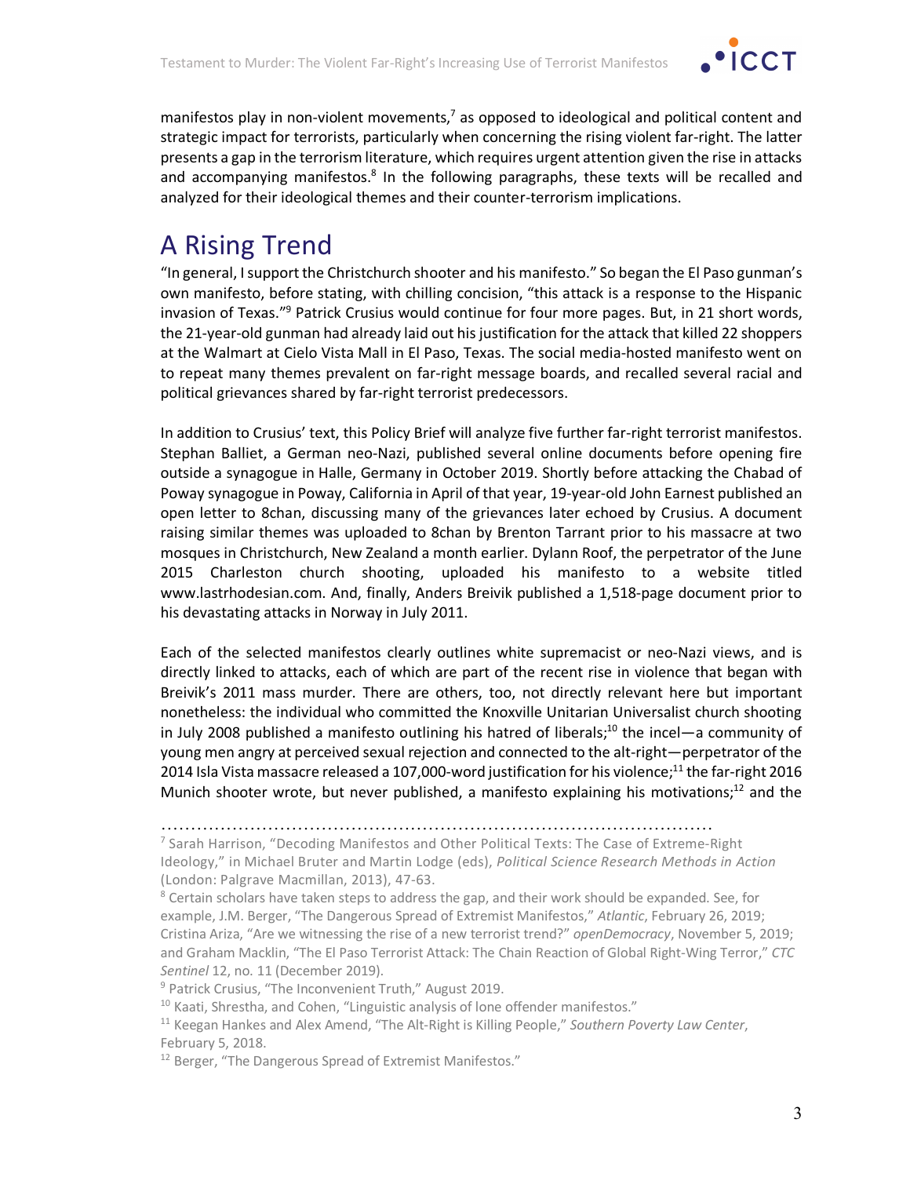manifestos play in non-violent movements,[7] as opposed to ideological and political content and strategic impact for terrorists, particularly when concerning the rising violent far-right. The latter presents a gap in the terrorism literature, which requires urgent attention given the rise in attacks and accompanying manifestos.[8] In the following paragraphs, these texts will be recalled and analyzed for their ideological themes and their counter-terrorism implications.

# A Rising Trend

"In general, I support the Christchurch shooter and his manifesto." So began the El Paso gunman's own manifesto, before stating, with chilling concision, "this attack is a response to the Hispanic invasion of Texas."[9] Patrick Crusius would continue for four more pages. But, in 21 short words, the 21-year-old gunman had already laid out his justification for the attack that killed 22 shoppers at the Walmart at Cielo Vista Mall in El Paso, Texas. The social media-hosted manifesto went on to repeat many themes prevalent on far-right message boards, and recalled several racial and political grievances shared by far-right terrorist predecessors.

In addition to Crusius' text, this Policy Brief will analyze five further far-right terrorist manifestos. Stephan Balliet, a German neo-Nazi, published several online documents before opening fire outside a synagogue in Halle, Germany in October 2019. Shortly before attacking the Chabad of Poway synagogue in Poway, California in April of that year, 19-year-old John Earnest published an open letter to 8chan, discussing many of the grievances later echoed by Crusius. A document raising similar themes was uploaded to 8chan by Brenton Tarrant prior to his massacre at two mosques in Christchurch, New Zealand a month earlier. Dylann Roof, the perpetrator of the June 2015 Charleston church shooting, uploaded his manifesto to a website titled www.lastrhodesian.com. And, finally, Anders Breivik published a 1,518-page document prior to his devastating attacks in Norway in July 2011.

Each of the selected manifestos clearly outlines white supremacist or neo-Nazi views, and is directly linked to attacks, each of which are part of the recent rise in violence that began with Breivik's 2011 mass murder. There are others, too, not directly relevant here but important nonetheless: the individual who committed the Knoxville Unitarian Universalist church shooting in July 2008 published a manifesto outlining his hatred of liberals;[10] the incel—a community of young men angry at perceived sexual rejection and connected to the alt-right—perpetrator of the 2014 Isla Vista massacre released a 107,000-word justification for his violence;[11] the far-right 2016 Munich shooter wrote, but never published, a manifesto explaining his motivations;[12] and the

---

[7] Sarah Harrison, "Decoding Manifestos and Other Political Texts: The Case of Extreme-Right Ideology," in Michael Bruter and Martin Lodge (eds), *Political Science Research Methods in Action* (London: Palgrave Macmillan, 2013), 47-63.

[8] Certain scholars have taken steps to address the gap, and their work should be expanded. See, for example, J.M. Berger, "The Dangerous Spread of Extremist Manifestos," *Atlantic*, February 26, 2019; Cristina Ariza, "Are we witnessing the rise of a new terrorist trend?" *openDemocracy*, November 5, 2019; and Graham Macklin, "The El Paso Terrorist Attack: The Chain Reaction of Global Right-Wing Terror," *CTC Sentinel* 12, no. 11 (December 2019).

[9] Patrick Crusius, "The Inconvenient Truth," August 2019.

[10] Kaati, Shrestha, and Cohen, "Linguistic analysis of lone offender manifestos."

[11] Keegan Hankes and Alex Amend, "The Alt-Right is Killing People," *Southern Poverty Law Center*, February 5, 2018.

[12] Berger, "The Dangerous Spread of Extremist Manifestos."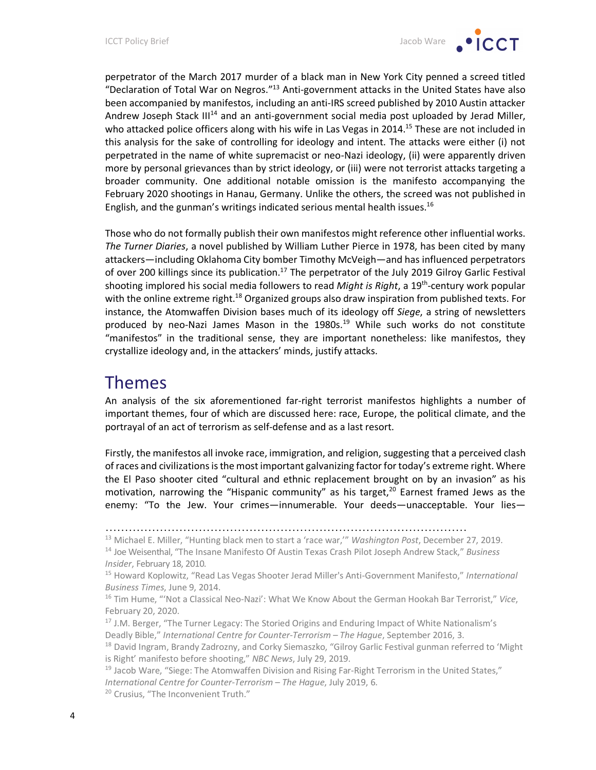perpetrator of the March 2017 murder of a black man in New York City penned a screed titled "Declaration of Total War on Negros."[13] Anti-government attacks in the United States have also been accompanied by manifestos, including an anti-IRS screed published by 2010 Austin attacker Andrew Joseph Stack III[14] and an anti-government social media post uploaded by Jerad Miller, who attacked police officers along with his wife in Las Vegas in 2014.[15] These are not included in this analysis for the sake of controlling for ideology and intent. The attacks were either (i) not perpetrated in the name of white supremacist or neo-Nazi ideology, (ii) were apparently driven more by personal grievances than by strict ideology, or (iii) were not terrorist attacks targeting a broader community. One additional notable omission is the manifesto accompanying the February 2020 shootings in Hanau, Germany. Unlike the others, the screed was not published in English, and the gunman's writings indicated serious mental health issues.[16]

Those who do not formally publish their own manifestos might reference other influential works. *The Turner Diaries*, a novel published by William Luther Pierce in 1978, has been cited by many attackers—including Oklahoma City bomber Timothy McVeigh—and has influenced perpetrators of over 200 killings since its publication.[17] The perpetrator of the July 2019 Gilroy Garlic Festival shooting implored his social media followers to read *Might is Right*, a 19th-century work popular with the online extreme right.[18] Organized groups also draw inspiration from published texts. For instance, the Atomwaffen Division bases much of its ideology off *Siege*, a string of newsletters produced by neo-Nazi James Mason in the 1980s.[19] While such works do not constitute "manifestos" in the traditional sense, they are important nonetheless: like manifestos, they crystallize ideology and, in the attackers' minds, justify attacks.

# Themes

An analysis of the six aforementioned far-right terrorist manifestos highlights a number of important themes, four of which are discussed here: race, Europe, the political climate, and the portrayal of an act of terrorism as self-defense and as a last resort.

Firstly, the manifestos all invoke race, immigration, and religion, suggesting that a perceived clash of races and civilizations is the most important galvanizing factor for today's extreme right. Where the El Paso shooter cited "cultural and ethnic replacement brought on by an invasion" as his motivation, narrowing the "Hispanic community" as his target,[20] Earnest framed Jews as the enemy: "To the Jew. Your crimes—innumerable. Your deeds—unacceptable. Your lies—

---

[13] Michael E. Miller, "Hunting black men to start a 'race war,'" *Washington Post*, December 27, 2019.

[14] Joe Weisenthal, "The Insane Manifesto Of Austin Texas Crash Pilot Joseph Andrew Stack," *Business Insider*, February 18, 2010.

[15] Howard Koplowitz, "Read Las Vegas Shooter Jerad Miller's Anti-Government Manifesto," *International Business Times*, June 9, 2014.

[16] Tim Hume, "'Not a Classical Neo-Nazi': What We Know About the German Hookah Bar Terrorist," *Vice*, February 20, 2020.

[17] J.M. Berger, "The Turner Legacy: The Storied Origins and Enduring Impact of White Nationalism's Deadly Bible," *International Centre for Counter-Terrorism – The Hague*, September 2016, 3.

[18] David Ingram, Brandy Zadrozny, and Corky Siemaszko, "Gilroy Garlic Festival gunman referred to 'Might is Right' manifesto before shooting," *NBC News*, July 29, 2019.

[19] Jacob Ware, "Siege: The Atomwaffen Division and Rising Far-Right Terrorism in the United States," *International Centre for Counter-Terrorism – The Hague*, July 2019, 6.

[20] Crusius, "The Inconvenient Truth."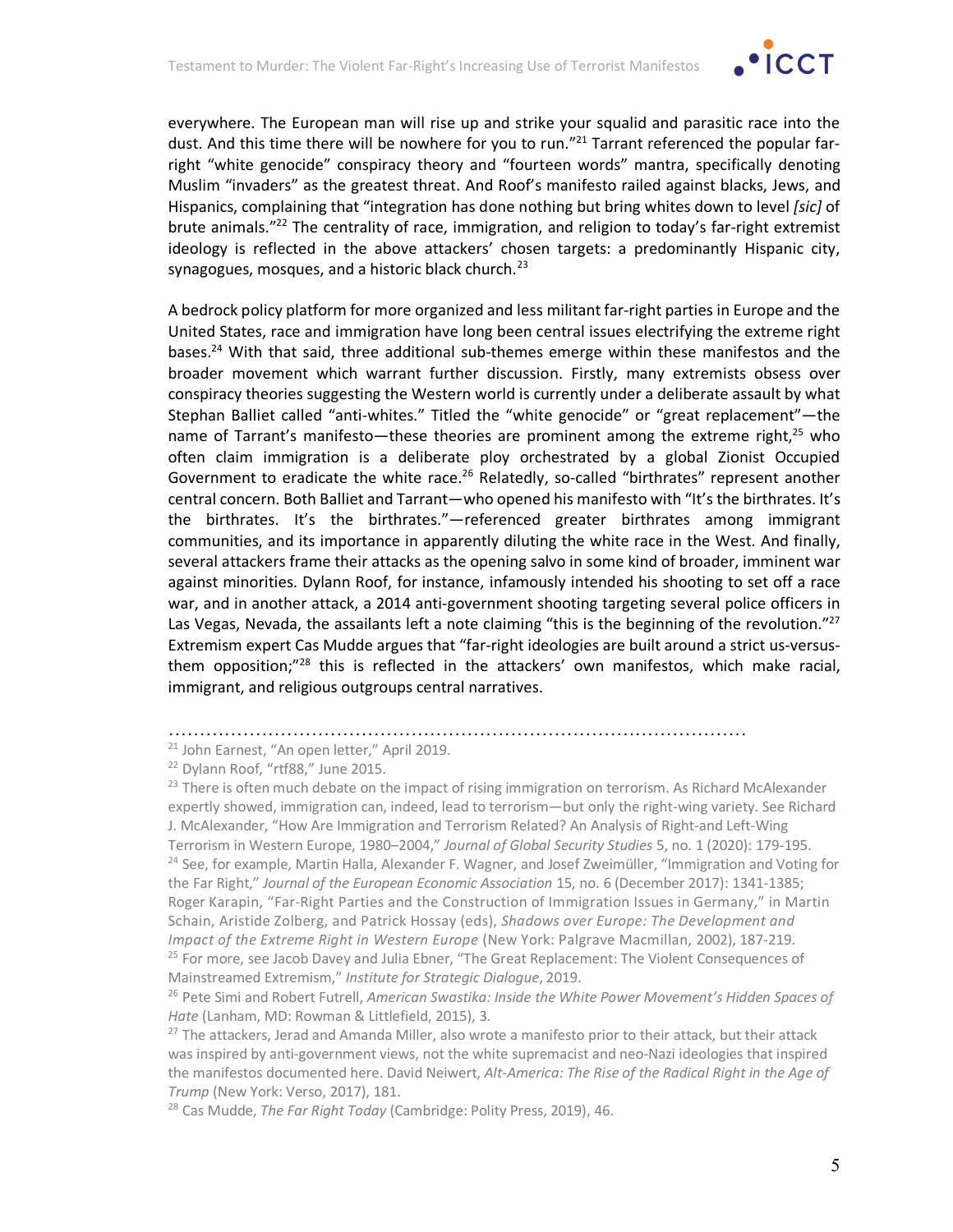everywhere. The European man will rise up and strike your squalid and parasitic race into the dust. And this time there will be nowhere for you to run."[21] Tarrant referenced the popular far-right "white genocide" conspiracy theory and "fourteen words" mantra, specifically denoting Muslim "invaders" as the greatest threat. And Roof's manifesto railed against blacks, Jews, and Hispanics, complaining that "integration has done nothing but bring whites down to level *[sic]* of brute animals."[22] The centrality of race, immigration, and religion to today's far-right extremist ideology is reflected in the above attackers' chosen targets: a predominantly Hispanic city, synagogues, mosques, and a historic black church.[23]

A bedrock policy platform for more organized and less militant far-right parties in Europe and the United States, race and immigration have long been central issues electrifying the extreme right bases.[24] With that said, three additional sub-themes emerge within these manifestos and the broader movement which warrant further discussion. Firstly, many extremists obsess over conspiracy theories suggesting the Western world is currently under a deliberate assault by what Stephan Balliet called "anti-whites." Titled the "white genocide" or "great replacement"—the name of Tarrant's manifesto—these theories are prominent among the extreme right,[25] who often claim immigration is a deliberate ploy orchestrated by a global Zionist Occupied Government to eradicate the white race.[26] Relatedly, so-called "birthrates" represent another central concern. Both Balliet and Tarrant—who opened his manifesto with "It's the birthrates. It's the birthrates. It's the birthrates."—referenced greater birthrates among immigrant communities, and its importance in apparently diluting the white race in the West. And finally, several attackers frame their attacks as the opening salvo in some kind of broader, imminent war against minorities. Dylann Roof, for instance, infamously intended his shooting to set off a race war, and in another attack, a 2014 anti-government shooting targeting several police officers in Las Vegas, Nevada, the assailants left a note claiming "this is the beginning of the revolution."[27] Extremism expert Cas Mudde argues that "far-right ideologies are built around a strict us-versus-them opposition;"[28] this is reflected in the attackers' own manifestos, which make racial, immigrant, and religious outgroups central narratives.

---

[21] John Earnest, "An open letter," April 2019.

[22] Dylann Roof, "rtf88," June 2015.

[23] There is often much debate on the impact of rising immigration on terrorism. As Richard McAlexander expertly showed, immigration can, indeed, lead to terrorism—but only the right-wing variety. See Richard J. McAlexander, "How Are Immigration and Terrorism Related? An Analysis of Right-and Left-Wing Terrorism in Western Europe, 1980–2004," *Journal of Global Security Studies* 5, no. 1 (2020): 179-195.

[24] See, for example, Martin Halla, Alexander F. Wagner, and Josef Zweimüller, "Immigration and Voting for the Far Right," *Journal of the European Economic Association* 15, no. 6 (December 2017): 1341-1385; Roger Karapin, "Far-Right Parties and the Construction of Immigration Issues in Germany," in Martin Schain, Aristide Zolberg, and Patrick Hossay (eds), *Shadows over Europe: The Development and Impact of the Extreme Right in Western Europe* (New York: Palgrave Macmillan, 2002), 187-219.

[25] For more, see Jacob Davey and Julia Ebner, "The Great Replacement: The Violent Consequences of Mainstreamed Extremism," *Institute for Strategic Dialogue*, 2019.

[26] Pete Simi and Robert Futrell, *American Swastika: Inside the White Power Movement's Hidden Spaces of Hate* (Lanham, MD: Rowman & Littlefield, 2015), 3.

[27] The attackers, Jerad and Amanda Miller, also wrote a manifesto prior to their attack, but their attack was inspired by anti-government views, not the white supremacist and neo-Nazi ideologies that inspired the manifestos documented here. David Neiwert, *Alt-America: The Rise of the Radical Right in the Age of Trump* (New York: Verso, 2017), 181.

[28] Cas Mudde, *The Far Right Today* (Cambridge: Polity Press, 2019), 46.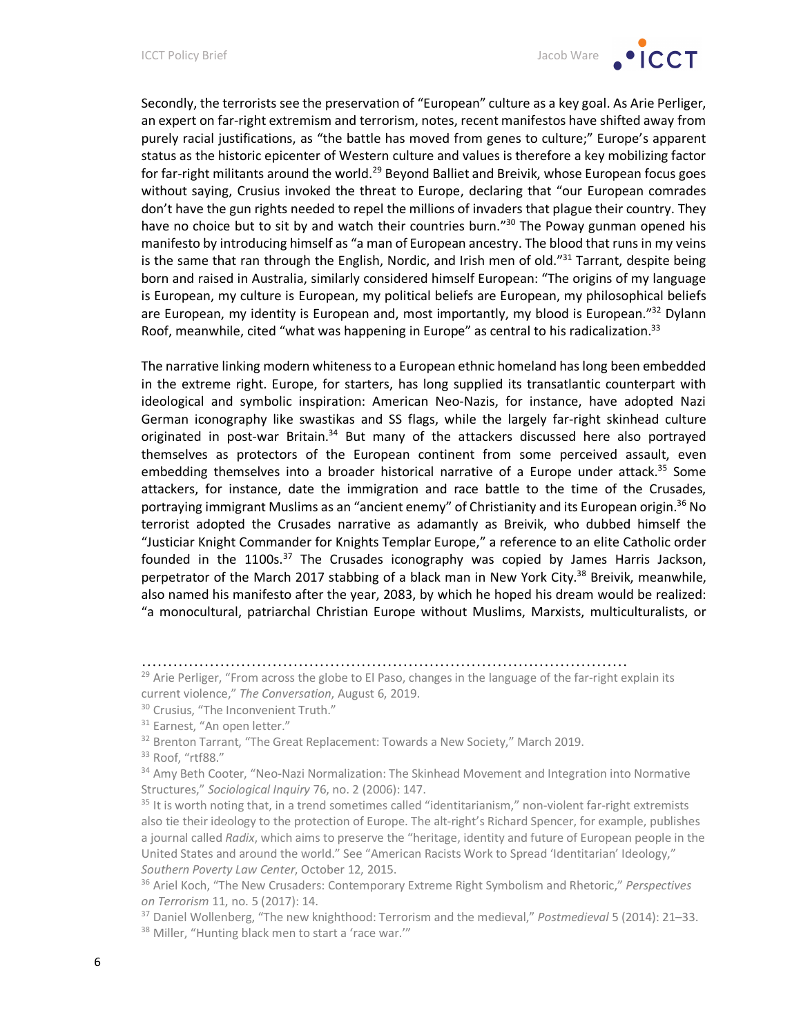Secondly, the terrorists see the preservation of "European" culture as a key goal. As Arie Perliger, an expert on far-right extremism and terrorism, notes, recent manifestos have shifted away from purely racial justifications, as "the battle has moved from genes to culture;" Europe's apparent status as the historic epicenter of Western culture and values is therefore a key mobilizing factor for far-right militants around the world.[29] Beyond Balliet and Breivik, whose European focus goes without saying, Crusius invoked the threat to Europe, declaring that "our European comrades don't have the gun rights needed to repel the millions of invaders that plague their country. They have no choice but to sit by and watch their countries burn."[30] The Poway gunman opened his manifesto by introducing himself as "a man of European ancestry. The blood that runs in my veins is the same that ran through the English, Nordic, and Irish men of old."[31] Tarrant, despite being born and raised in Australia, similarly considered himself European: "The origins of my language is European, my culture is European, my political beliefs are European, my philosophical beliefs are European, my identity is European and, most importantly, my blood is European."[32] Dylann Roof, meanwhile, cited "what was happening in Europe" as central to his radicalization.[33]

The narrative linking modern whiteness to a European ethnic homeland has long been embedded in the extreme right. Europe, for starters, has long supplied its transatlantic counterpart with ideological and symbolic inspiration: American Neo-Nazis, for instance, have adopted Nazi German iconography like swastikas and SS flags, while the largely far-right skinhead culture originated in post-war Britain.[34] But many of the attackers discussed here also portrayed themselves as protectors of the European continent from some perceived assault, even embedding themselves into a broader historical narrative of a Europe under attack.[35] Some attackers, for instance, date the immigration and race battle to the time of the Crusades, portraying immigrant Muslims as an "ancient enemy" of Christianity and its European origin.[36] No terrorist adopted the Crusades narrative as adamantly as Breivik, who dubbed himself the "Justiciar Knight Commander for Knights Templar Europe," a reference to an elite Catholic order founded in the 1100s.[37] The Crusades iconography was copied by James Harris Jackson, perpetrator of the March 2017 stabbing of a black man in New York City.[38] Breivik, meanwhile, also named his manifesto after the year, 2083, by which he hoped his dream would be realized: "a monocultural, patriarchal Christian Europe without Muslims, Marxists, multiculturalists, or

---

[29] Arie Perliger, "From across the globe to El Paso, changes in the language of the far-right explain its current violence," *The Conversation*, August 6, 2019.

[30] Crusius, "The Inconvenient Truth."

[31] Earnest, "An open letter."

[32] Brenton Tarrant, "The Great Replacement: Towards a New Society," March 2019.

[33] Roof, "rtf88."

[34] Amy Beth Cooter, "Neo-Nazi Normalization: The Skinhead Movement and Integration into Normative Structures," *Sociological Inquiry* 76, no. 2 (2006): 147.

[35] It is worth noting that, in a trend sometimes called "identitarianism," non-violent far-right extremists also tie their ideology to the protection of Europe. The alt-right's Richard Spencer, for example, publishes a journal called *Radix*, which aims to preserve the "heritage, identity and future of European people in the United States and around the world." See "American Racists Work to Spread 'Identitarian' Ideology," *Southern Poverty Law Center*, October 12, 2015.

[36] Ariel Koch, "The New Crusaders: Contemporary Extreme Right Symbolism and Rhetoric," *Perspectives on Terrorism* 11, no. 5 (2017): 14.

[37] Daniel Wollenberg, "The new knighthood: Terrorism and the medieval," *Postmedieval* 5 (2014): 21–33.

[38] Miller, "Hunting black men to start a 'race war.'"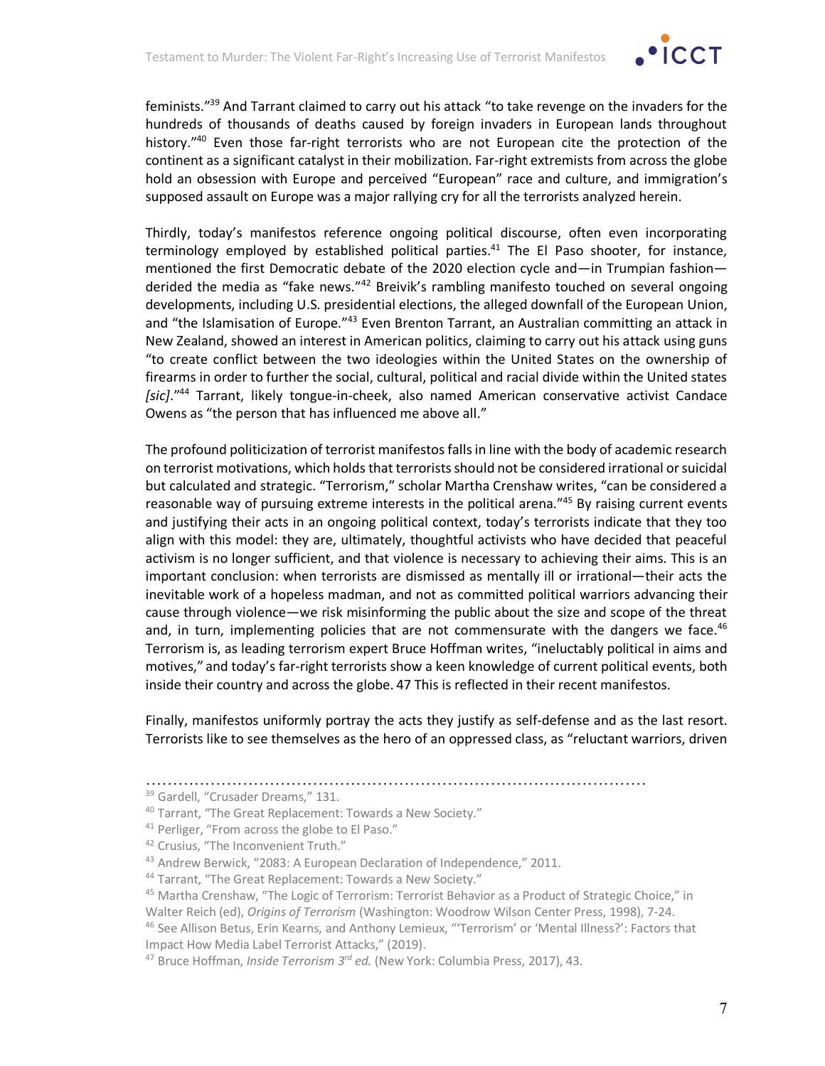feminists."[39] And Tarrant claimed to carry out his attack "to take revenge on the invaders for the hundreds of thousands of deaths caused by foreign invaders in European lands throughout history."[40] Even those far-right terrorists who are not European cite the protection of the continent as a significant catalyst in their mobilization. Far-right extremists from across the globe hold an obsession with Europe and perceived "European" race and culture, and immigration's supposed assault on Europe was a major rallying cry for all the terrorists analyzed herein.

Thirdly, today's manifestos reference ongoing political discourse, often even incorporating terminology employed by established political parties.[41] The El Paso shooter, for instance, mentioned the first Democratic debate of the 2020 election cycle and—in Trumpian fashion—derided the media as "fake news."[42] Breivik's rambling manifesto touched on several ongoing developments, including U.S. presidential elections, the alleged downfall of the European Union, and "the Islamisation of Europe."[43] Even Brenton Tarrant, an Australian committing an attack in New Zealand, showed an interest in American politics, claiming to carry out his attack using guns "to create conflict between the two ideologies within the United States on the ownership of firearms in order to further the social, cultural, political and racial divide within the United states *[sic]*."[44] Tarrant, likely tongue-in-cheek, also named American conservative activist Candace Owens as "the person that has influenced me above all."

The profound politicization of terrorist manifestos falls in line with the body of academic research on terrorist motivations, which holds that terrorists should not be considered irrational or suicidal but calculated and strategic. "Terrorism," scholar Martha Crenshaw writes, "can be considered a reasonable way of pursuing extreme interests in the political arena."[45] By raising current events and justifying their acts in an ongoing political context, today's terrorists indicate that they too align with this model: they are, ultimately, thoughtful activists who have decided that peaceful activism is no longer sufficient, and that violence is necessary to achieving their aims. This is an important conclusion: when terrorists are dismissed as mentally ill or irrational—their acts the inevitable work of a hopeless madman, and not as committed political warriors advancing their cause through violence—we risk misinforming the public about the size and scope of the threat and, in turn, implementing policies that are not commensurate with the dangers we face.[46] Terrorism is, as leading terrorism expert Bruce Hoffman writes, "ineluctably political in aims and motives," and today's far-right terrorists show a keen knowledge of current political events, both inside their country and across the globe. 47 This is reflected in their recent manifestos.

Finally, manifestos uniformly portray the acts they justify as self-defense and as the last resort. Terrorists like to see themselves as the hero of an oppressed class, as "reluctant warriors, driven

---

[39] Gardell, "Crusader Dreams," 131.

[40] Tarrant, "The Great Replacement: Towards a New Society."

[41] Perliger, "From across the globe to El Paso."

[42] Crusius, "The Inconvenient Truth."

[43] Andrew Berwick, "2083: A European Declaration of Independence," 2011.

[44] Tarrant, "The Great Replacement: Towards a New Society."

[45] Martha Crenshaw, "The Logic of Terrorism: Terrorist Behavior as a Product of Strategic Choice," in Walter Reich (ed), *Origins of Terrorism* (Washington: Woodrow Wilson Center Press, 1998), 7-24.

[46] See Allison Betus, Erin Kearns, and Anthony Lemieux, "'Terrorism' or 'Mental Illness?': Factors that Impact How Media Label Terrorist Attacks," (2019).

[47] Bruce Hoffman, *Inside Terrorism 3rd ed.* (New York: Columbia Press, 2017), 43.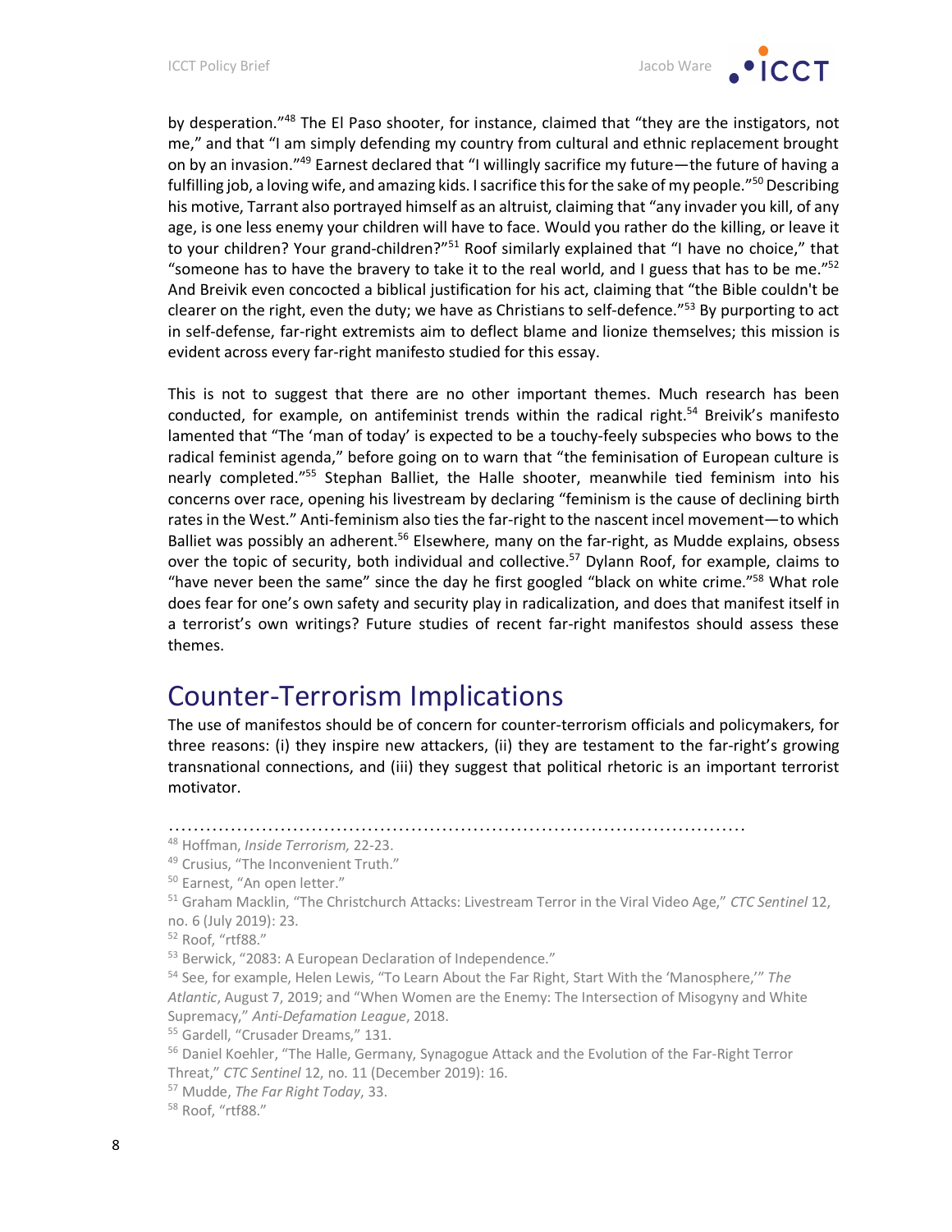by desperation."[48] The El Paso shooter, for instance, claimed that "they are the instigators, not me," and that "I am simply defending my country from cultural and ethnic replacement brought on by an invasion."[49] Earnest declared that "I willingly sacrifice my future—the future of having a fulfilling job, a loving wife, and amazing kids. I sacrifice this for the sake of my people."[50] Describing his motive, Tarrant also portrayed himself as an altruist, claiming that "any invader you kill, of any age, is one less enemy your children will have to face. Would you rather do the killing, or leave it to your children? Your grand-children?"[51] Roof similarly explained that "I have no choice," that "someone has to have the bravery to take it to the real world, and I guess that has to be me."[52] And Breivik even concocted a biblical justification for his act, claiming that "the Bible couldn't be clearer on the right, even the duty; we have as Christians to self-defence."[53] By purporting to act in self-defense, far-right extremists aim to deflect blame and lionize themselves; this mission is evident across every far-right manifesto studied for this essay.

This is not to suggest that there are no other important themes. Much research has been conducted, for example, on antifeminist trends within the radical right.[54] Breivik's manifesto lamented that "The 'man of today' is expected to be a touchy-feely subspecies who bows to the radical feminist agenda," before going on to warn that "the feminisation of European culture is nearly completed."[55] Stephan Balliet, the Halle shooter, meanwhile tied feminism into his concerns over race, opening his livestream by declaring "feminism is the cause of declining birth rates in the West." Anti-feminism also ties the far-right to the nascent incel movement—to which Balliet was possibly an adherent.[56] Elsewhere, many on the far-right, as Mudde explains, obsess over the topic of security, both individual and collective.[57] Dylann Roof, for example, claims to "have never been the same" since the day he first googled "black on white crime."[58] What role does fear for one's own safety and security play in radicalization, and does that manifest itself in a terrorist's own writings? Future studies of recent far-right manifestos should assess these themes.

## Counter-Terrorism Implications

The use of manifestos should be of concern for counter-terrorism officials and policymakers, for three reasons: (i) they inspire new attackers, (ii) they are testament to the far-right's growing transnational connections, and (iii) they suggest that political rhetoric is an important terrorist motivator.

---

[48] Hoffman, *Inside Terrorism,* 22-23.

[49] Crusius, "The Inconvenient Truth."

[50] Earnest, "An open letter."

[51] Graham Macklin, "The Christchurch Attacks: Livestream Terror in the Viral Video Age," *CTC Sentinel* 12, no. 6 (July 2019): 23.

[52] Roof, "rtf88."

[53] Berwick, "2083: A European Declaration of Independence."

[54] See, for example, Helen Lewis, "To Learn About the Far Right, Start With the 'Manosphere,'" *The Atlantic*, August 7, 2019; and "When Women are the Enemy: The Intersection of Misogyny and White Supremacy," *Anti-Defamation League*, 2018.

[55] Gardell, "Crusader Dreams," 131.

[56] Daniel Koehler, "The Halle, Germany, Synagogue Attack and the Evolution of the Far-Right Terror Threat," *CTC Sentinel* 12, no. 11 (December 2019): 16.

[57] Mudde, *The Far Right Today*, 33.

[58] Roof, "rtf88."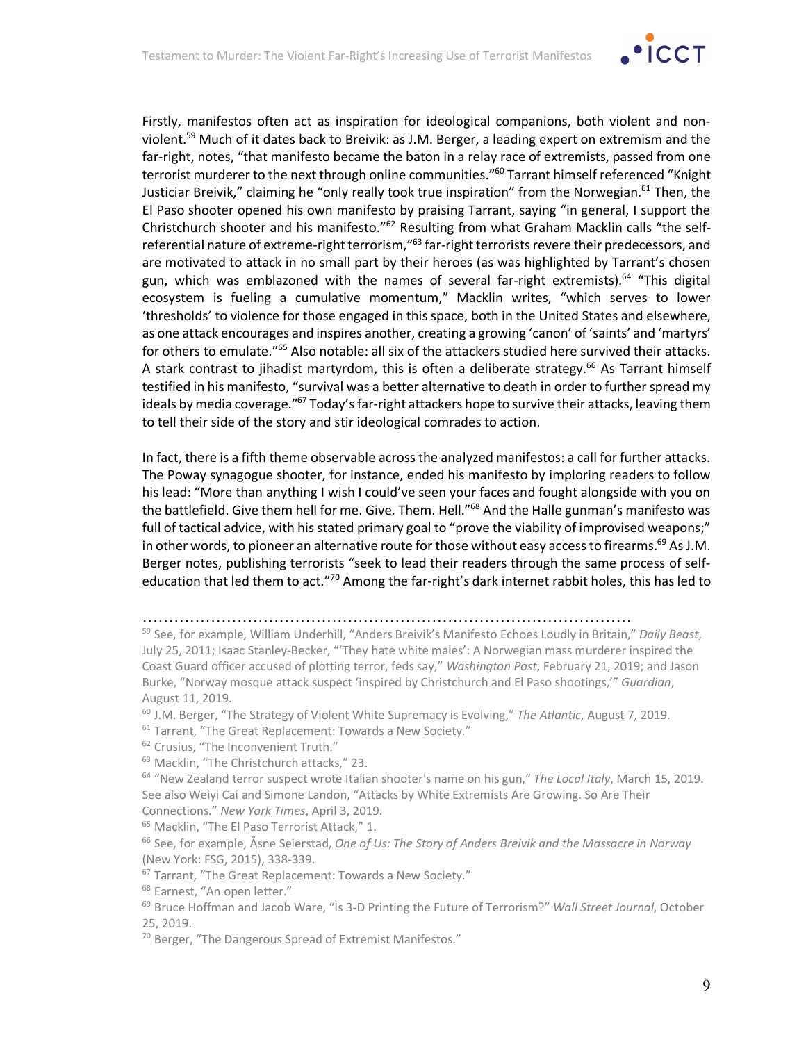Firstly, manifestos often act as inspiration for ideological companions, both violent and non-violent.[59] Much of it dates back to Breivik: as J.M. Berger, a leading expert on extremism and the far-right, notes, "that manifesto became the baton in a relay race of extremists, passed from one terrorist murderer to the next through online communities."[60] Tarrant himself referenced "Knight Justiciar Breivik," claiming he "only really took true inspiration" from the Norwegian.[61] Then, the El Paso shooter opened his own manifesto by praising Tarrant, saying "in general, I support the Christchurch shooter and his manifesto."[62] Resulting from what Graham Macklin calls "the self-referential nature of extreme-right terrorism,"[63] far-right terrorists revere their predecessors, and are motivated to attack in no small part by their heroes (as was highlighted by Tarrant's chosen gun, which was emblazoned with the names of several far-right extremists).[64] "This digital ecosystem is fueling a cumulative momentum," Macklin writes, "which serves to lower 'thresholds' to violence for those engaged in this space, both in the United States and elsewhere, as one attack encourages and inspires another, creating a growing 'canon' of 'saints' and 'martyrs' for others to emulate."[65] Also notable: all six of the attackers studied here survived their attacks. A stark contrast to jihadist martyrdom, this is often a deliberate strategy.[66] As Tarrant himself testified in his manifesto, "survival was a better alternative to death in order to further spread my ideals by media coverage."[67] Today's far-right attackers hope to survive their attacks, leaving them to tell their side of the story and stir ideological comrades to action.

In fact, there is a fifth theme observable across the analyzed manifestos: a call for further attacks. The Poway synagogue shooter, for instance, ended his manifesto by imploring readers to follow his lead: "More than anything I wish I could've seen your faces and fought alongside with you on the battlefield. Give them hell for me. Give. Them. Hell."[68] And the Halle gunman's manifesto was full of tactical advice, with his stated primary goal to "prove the viability of improvised weapons;" in other words, to pioneer an alternative route for those without easy access to firearms.[69] As J.M. Berger notes, publishing terrorists "seek to lead their readers through the same process of self-education that led them to act."[70] Among the far-right's dark internet rabbit holes, this has led to

---

[59] See, for example, William Underhill, "Anders Breivik's Manifesto Echoes Loudly in Britain," *Daily Beast*, July 25, 2011; Isaac Stanley-Becker, "'They hate white males': A Norwegian mass murderer inspired the Coast Guard officer accused of plotting terror, feds say," *Washington Post*, February 21, 2019; and Jason Burke, "Norway mosque attack suspect 'inspired by Christchurch and El Paso shootings,'" *Guardian*, August 11, 2019.

[60] J.M. Berger, "The Strategy of Violent White Supremacy is Evolving," *The Atlantic*, August 7, 2019.

[61] Tarrant, "The Great Replacement: Towards a New Society."

[62] Crusius, "The Inconvenient Truth."

[63] Macklin, "The Christchurch attacks," 23.

[64] "New Zealand terror suspect wrote Italian shooter's name on his gun," *The Local Italy*, March 15, 2019. See also Weiyi Cai and Simone Landon, "Attacks by White Extremists Are Growing. So Are Their Connections." *New York Times*, April 3, 2019.

[65] Macklin, "The El Paso Terrorist Attack," 1.

[66] See, for example, Åsne Seierstad, *One of Us: The Story of Anders Breivik and the Massacre in Norway* (New York: FSG, 2015), 338-339.

[67] Tarrant, "The Great Replacement: Towards a New Society."

[68] Earnest, "An open letter."

[69] Bruce Hoffman and Jacob Ware, "Is 3-D Printing the Future of Terrorism?" *Wall Street Journal*, October 25, 2019.

[70] Berger, "The Dangerous Spread of Extremist Manifestos."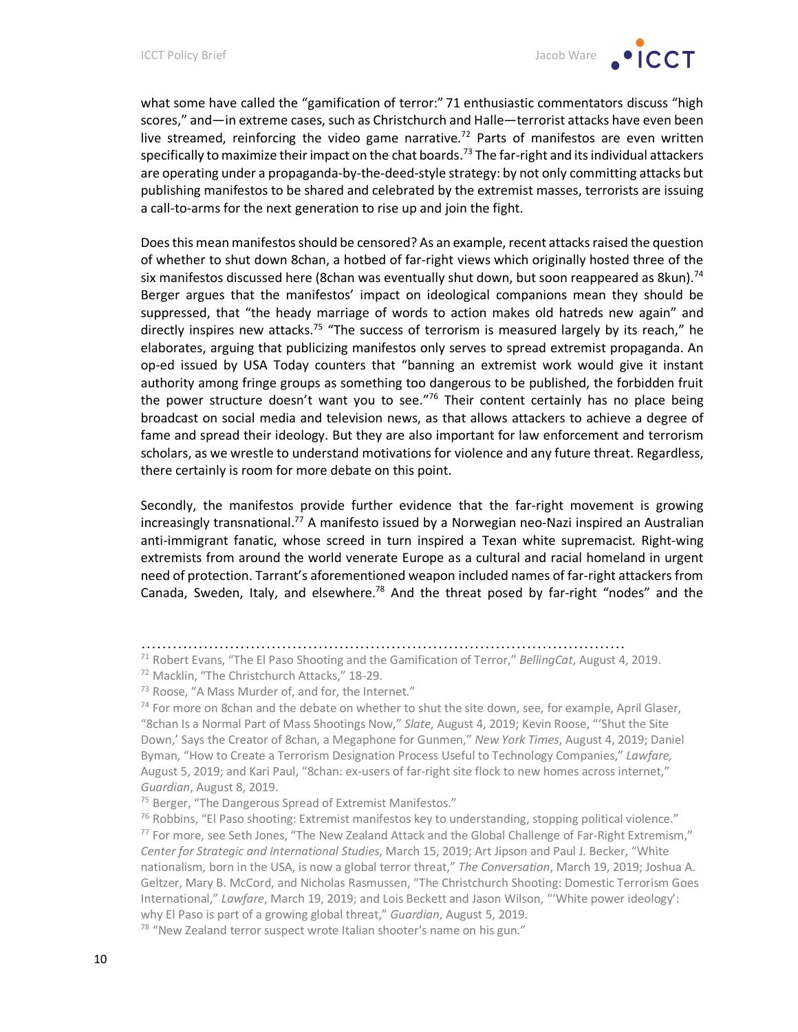what some have called the "gamification of terror:" 71 enthusiastic commentators discuss "high scores," and—in extreme cases, such as Christchurch and Halle—terrorist attacks have even been live streamed, reinforcing the video game narrative.[72] Parts of manifestos are even written specifically to maximize their impact on the chat boards.[73] The far-right and its individual attackers are operating under a propaganda-by-the-deed-style strategy: by not only committing attacks but publishing manifestos to be shared and celebrated by the extremist masses, terrorists are issuing a call-to-arms for the next generation to rise up and join the fight.

Does this mean manifestos should be censored? As an example, recent attacks raised the question of whether to shut down 8chan, a hotbed of far-right views which originally hosted three of the six manifestos discussed here (8chan was eventually shut down, but soon reappeared as 8kun).[74] Berger argues that the manifestos' impact on ideological companions mean they should be suppressed, that "the heady marriage of words to action makes old hatreds new again" and directly inspires new attacks.[75] "The success of terrorism is measured largely by its reach," he elaborates, arguing that publicizing manifestos only serves to spread extremist propaganda. An op-ed issued by USA Today counters that "banning an extremist work would give it instant authority among fringe groups as something too dangerous to be published, the forbidden fruit the power structure doesn't want you to see."[76] Their content certainly has no place being broadcast on social media and television news, as that allows attackers to achieve a degree of fame and spread their ideology. But they are also important for law enforcement and terrorism scholars, as we wrestle to understand motivations for violence and any future threat. Regardless, there certainly is room for more debate on this point.

Secondly, the manifestos provide further evidence that the far-right movement is growing increasingly transnational.[77] A manifesto issued by a Norwegian neo-Nazi inspired an Australian anti-immigrant fanatic, whose screed in turn inspired a Texan white supremacist. Right-wing extremists from around the world venerate Europe as a cultural and racial homeland in urgent need of protection. Tarrant's aforementioned weapon included names of far-right attackers from Canada, Sweden, Italy, and elsewhere.[78] And the threat posed by far-right "nodes" and the

---

[71] Robert Evans, "The El Paso Shooting and the Gamification of Terror," *BellingCat*, August 4, 2019.

[72] Macklin, "The Christchurch Attacks," 18-29.

[73] Roose, "A Mass Murder of, and for, the Internet."

[74] For more on 8chan and the debate on whether to shut the site down, see, for example, April Glaser, "8chan Is a Normal Part of Mass Shootings Now," *Slate*, August 4, 2019; Kevin Roose, "'Shut the Site Down,' Says the Creator of 8chan, a Megaphone for Gunmen," *New York Times*, August 4, 2019; Daniel Byman, "How to Create a Terrorism Designation Process Useful to Technology Companies," *Lawfare*, August 5, 2019; and Kari Paul, "8chan: ex-users of far-right site flock to new homes across internet," *Guardian*, August 8, 2019.

[75] Berger, "The Dangerous Spread of Extremist Manifestos."

[76] Robbins, "El Paso shooting: Extremist manifestos key to understanding, stopping political violence."

[77] For more, see Seth Jones, "The New Zealand Attack and the Global Challenge of Far-Right Extremism," *Center for Strategic and International Studies*, March 15, 2019; Art Jipson and Paul J. Becker, "White nationalism, born in the USA, is now a global terror threat," *The Conversation*, March 19, 2019; Joshua A. Geltzer, Mary B. McCord, and Nicholas Rasmussen, "The Christchurch Shooting: Domestic Terrorism Goes International," *Lawfare*, March 19, 2019; and Lois Beckett and Jason Wilson, "'White power ideology': why El Paso is part of a growing global threat," *Guardian*, August 5, 2019.

[78] "New Zealand terror suspect wrote Italian shooter's name on his gun."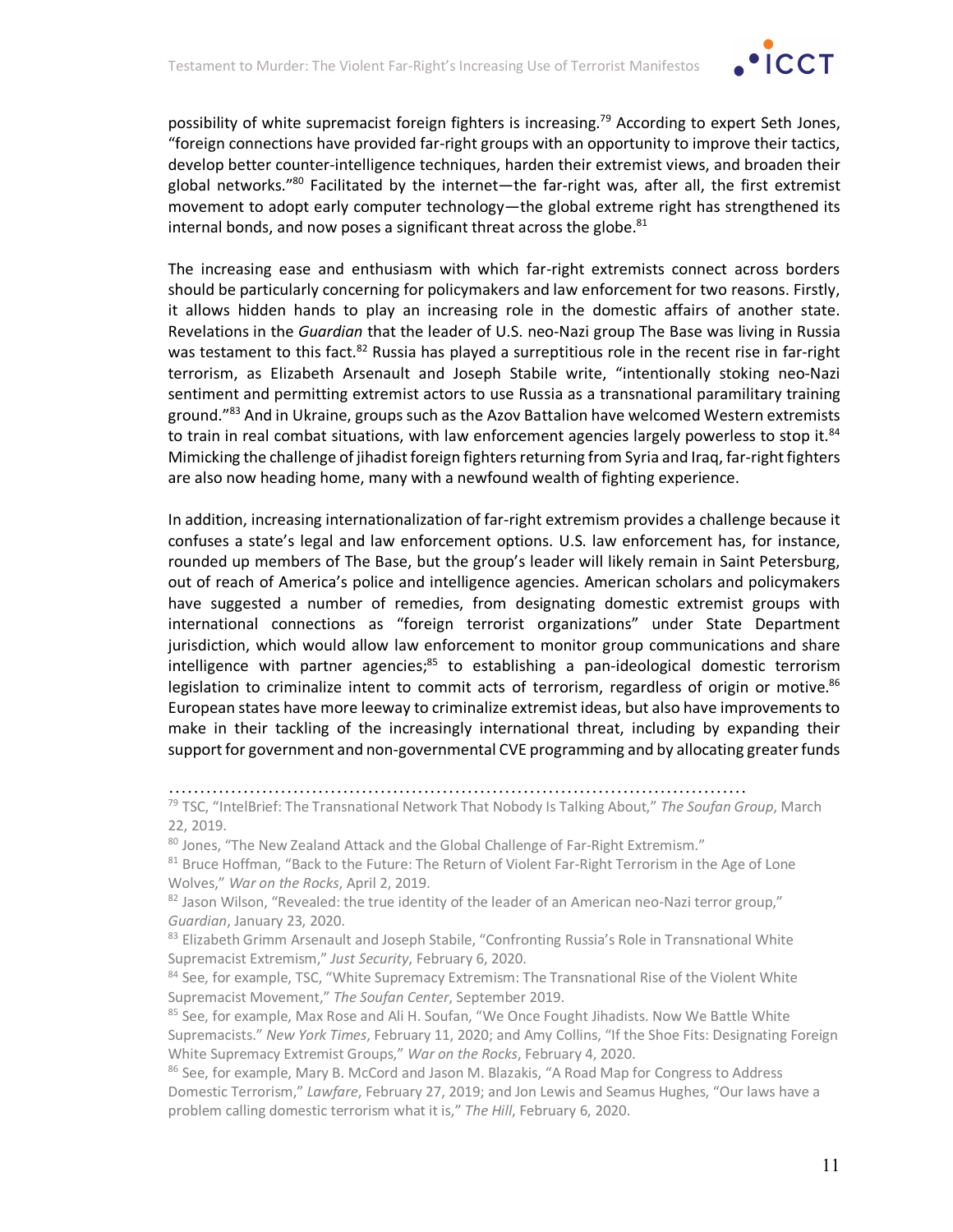possibility of white supremacist foreign fighters is increasing.[79] According to expert Seth Jones, "foreign connections have provided far-right groups with an opportunity to improve their tactics, develop better counter-intelligence techniques, harden their extremist views, and broaden their global networks."[80] Facilitated by the internet—the far-right was, after all, the first extremist movement to adopt early computer technology—the global extreme right has strengthened its internal bonds, and now poses a significant threat across the globe.[81]

The increasing ease and enthusiasm with which far-right extremists connect across borders should be particularly concerning for policymakers and law enforcement for two reasons. Firstly, it allows hidden hands to play an increasing role in the domestic affairs of another state. Revelations in the *Guardian* that the leader of U.S. neo-Nazi group The Base was living in Russia was testament to this fact.[82] Russia has played a surreptitious role in the recent rise in far-right terrorism, as Elizabeth Arsenault and Joseph Stabile write, "intentionally stoking neo-Nazi sentiment and permitting extremist actors to use Russia as a transnational paramilitary training ground."[83] And in Ukraine, groups such as the Azov Battalion have welcomed Western extremists to train in real combat situations, with law enforcement agencies largely powerless to stop it.[84] Mimicking the challenge of jihadist foreign fighters returning from Syria and Iraq, far-right fighters are also now heading home, many with a newfound wealth of fighting experience.

In addition, increasing internationalization of far-right extremism provides a challenge because it confuses a state's legal and law enforcement options. U.S. law enforcement has, for instance, rounded up members of The Base, but the group's leader will likely remain in Saint Petersburg, out of reach of America's police and intelligence agencies. American scholars and policymakers have suggested a number of remedies, from designating domestic extremist groups with international connections as "foreign terrorist organizations" under State Department jurisdiction, which would allow law enforcement to monitor group communications and share intelligence with partner agencies;[85] to establishing a pan-ideological domestic terrorism legislation to criminalize intent to commit acts of terrorism, regardless of origin or motive.[86] European states have more leeway to criminalize extremist ideas, but also have improvements to make in their tackling of the increasingly international threat, including by expanding their support for government and non-governmental CVE programming and by allocating greater funds

---

[79] TSC, "IntelBrief: The Transnational Network That Nobody Is Talking About," *The Soufan Group*, March 22, 2019.

[80] Jones, "The New Zealand Attack and the Global Challenge of Far-Right Extremism."

[81] Bruce Hoffman, "Back to the Future: The Return of Violent Far-Right Terrorism in the Age of Lone Wolves," *War on the Rocks*, April 2, 2019.

[82] Jason Wilson, "Revealed: the true identity of the leader of an American neo-Nazi terror group," *Guardian*, January 23, 2020.

[83] Elizabeth Grimm Arsenault and Joseph Stabile, "Confronting Russia's Role in Transnational White Supremacist Extremism," *Just Security*, February 6, 2020.

[84] See, for example, TSC, "White Supremacy Extremism: The Transnational Rise of the Violent White Supremacist Movement," *The Soufan Center*, September 2019.

[85] See, for example, Max Rose and Ali H. Soufan, "We Once Fought Jihadists. Now We Battle White Supremacists." *New York Times*, February 11, 2020; and Amy Collins, "If the Shoe Fits: Designating Foreign White Supremacy Extremist Groups," *War on the Rocks*, February 4, 2020.

[86] See, for example, Mary B. McCord and Jason M. Blazakis, "A Road Map for Congress to Address Domestic Terrorism," *Lawfare*, February 27, 2019; and Jon Lewis and Seamus Hughes, "Our laws have a problem calling domestic terrorism what it is," *The Hill*, February 6, 2020.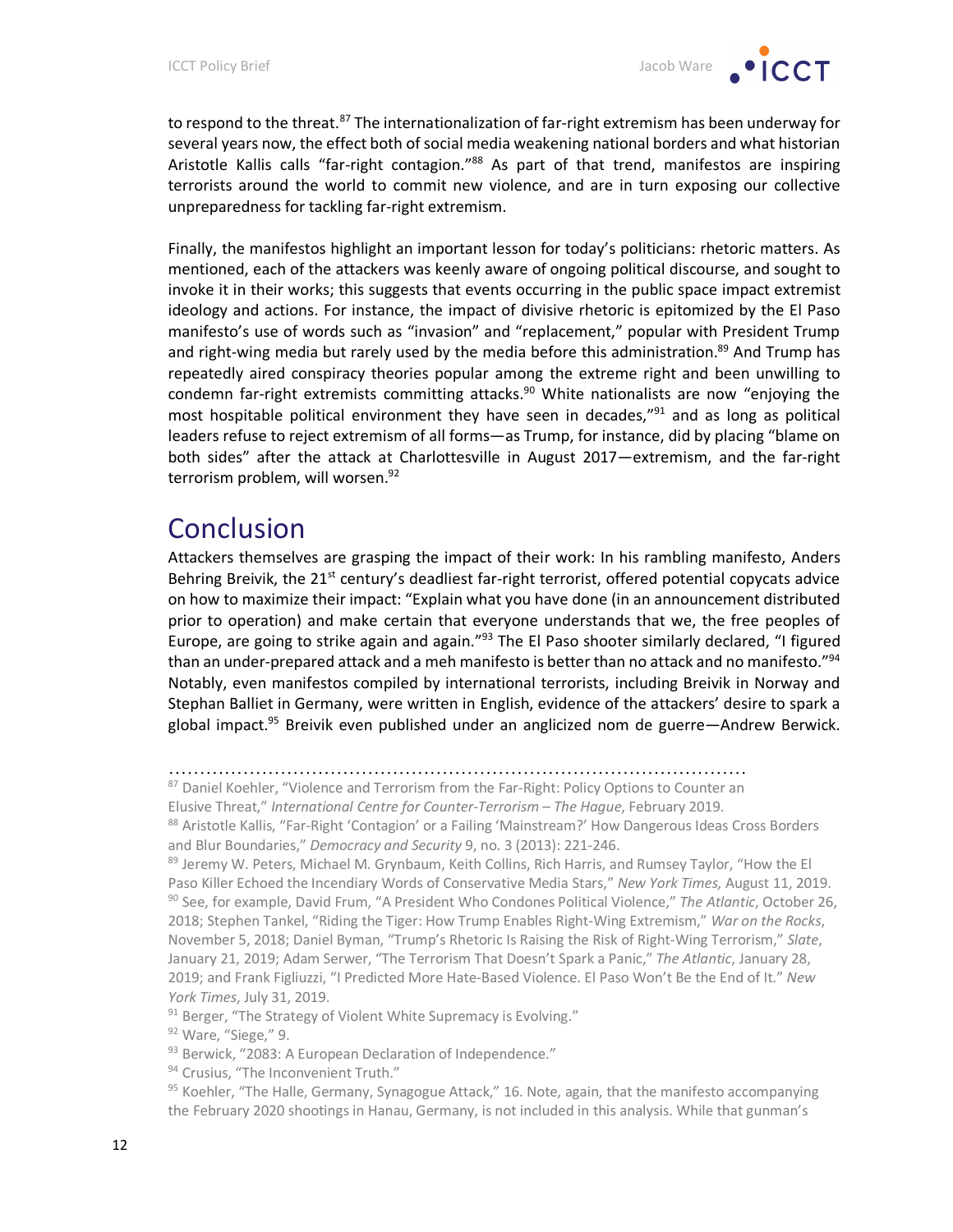to respond to the threat.[87] The internationalization of far-right extremism has been underway for several years now, the effect both of social media weakening national borders and what historian Aristotle Kallis calls "far-right contagion."[88] As part of that trend, manifestos are inspiring terrorists around the world to commit new violence, and are in turn exposing our collective unpreparedness for tackling far-right extremism.

Finally, the manifestos highlight an important lesson for today's politicians: rhetoric matters. As mentioned, each of the attackers was keenly aware of ongoing political discourse, and sought to invoke it in their works; this suggests that events occurring in the public space impact extremist ideology and actions. For instance, the impact of divisive rhetoric is epitomized by the El Paso manifesto's use of words such as "invasion" and "replacement," popular with President Trump and right-wing media but rarely used by the media before this administration.[89] And Trump has repeatedly aired conspiracy theories popular among the extreme right and been unwilling to condemn far-right extremists committing attacks.[90] White nationalists are now "enjoying the most hospitable political environment they have seen in decades,"[91] and as long as political leaders refuse to reject extremism of all forms—as Trump, for instance, did by placing "blame on both sides" after the attack at Charlottesville in August 2017—extremism, and the far-right terrorism problem, will worsen.[92]

# Conclusion

Attackers themselves are grasping the impact of their work: In his rambling manifesto, Anders Behring Breivik, the 21st century's deadliest far-right terrorist, offered potential copycats advice on how to maximize their impact: "Explain what you have done (in an announcement distributed prior to operation) and make certain that everyone understands that we, the free peoples of Europe, are going to strike again and again."[93] The El Paso shooter similarly declared, "I figured than an under-prepared attack and a meh manifesto is better than no attack and no manifesto."[94] Notably, even manifestos compiled by international terrorists, including Breivik in Norway and Stephan Balliet in Germany, were written in English, evidence of the attackers' desire to spark a global impact.[95] Breivik even published under an anglicized nom de guerre—Andrew Berwick.

---

[87] Daniel Koehler, "Violence and Terrorism from the Far-Right: Policy Options to Counter an Elusive Threat," *International Centre for Counter-Terrorism – The Hague*, February 2019.

[88] Aristotle Kallis, "Far-Right 'Contagion' or a Failing 'Mainstream?' How Dangerous Ideas Cross Borders and Blur Boundaries," *Democracy and Security* 9, no. 3 (2013): 221-246.

[89] Jeremy W. Peters, Michael M. Grynbaum, Keith Collins, Rich Harris, and Rumsey Taylor, "How the El Paso Killer Echoed the Incendiary Words of Conservative Media Stars," *New York Times,* August 11, 2019.

[90] See, for example, David Frum, "A President Who Condones Political Violence," *The Atlantic*, October 26, 2018; Stephen Tankel, "Riding the Tiger: How Trump Enables Right-Wing Extremism," *War on the Rocks*, November 5, 2018; Daniel Byman, "Trump's Rhetoric Is Raising the Risk of Right-Wing Terrorism," *Slate*, January 21, 2019; Adam Serwer, "The Terrorism That Doesn't Spark a Panic," *The Atlantic*, January 28, 2019; and Frank Figliuzzi, "I Predicted More Hate-Based Violence. El Paso Won't Be the End of It." *New York Times*, July 31, 2019.

[91] Berger, "The Strategy of Violent White Supremacy is Evolving."

[92] Ware, "Siege," 9.

[93] Berwick, "2083: A European Declaration of Independence."

[94] Crusius, "The Inconvenient Truth."

[95] Koehler, "The Halle, Germany, Synagogue Attack," 16. Note, again, that the manifesto accompanying the February 2020 shootings in Hanau, Germany, is not included in this analysis. While that gunman's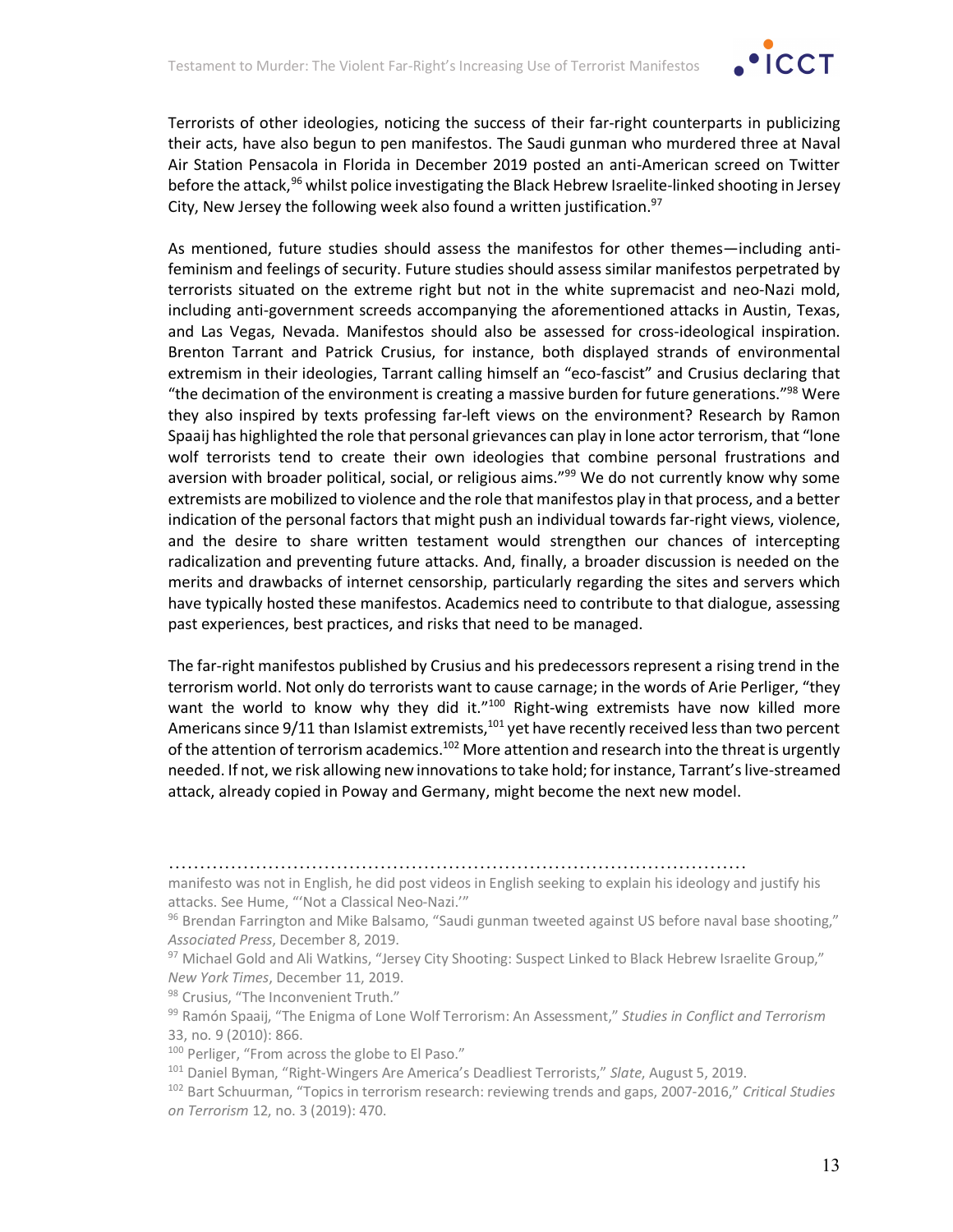Terrorists of other ideologies, noticing the success of their far-right counterparts in publicizing their acts, have also begun to pen manifestos. The Saudi gunman who murdered three at Naval Air Station Pensacola in Florida in December 2019 posted an anti-American screed on Twitter before the attack,[96] whilst police investigating the Black Hebrew Israelite-linked shooting in Jersey City, New Jersey the following week also found a written justification.[97]

As mentioned, future studies should assess the manifestos for other themes—including anti-feminism and feelings of security. Future studies should assess similar manifestos perpetrated by terrorists situated on the extreme right but not in the white supremacist and neo-Nazi mold, including anti-government screeds accompanying the aforementioned attacks in Austin, Texas, and Las Vegas, Nevada. Manifestos should also be assessed for cross-ideological inspiration. Brenton Tarrant and Patrick Crusius, for instance, both displayed strands of environmental extremism in their ideologies, Tarrant calling himself an "eco-fascist" and Crusius declaring that "the decimation of the environment is creating a massive burden for future generations."[98] Were they also inspired by texts professing far-left views on the environment? Research by Ramon Spaaij has highlighted the role that personal grievances can play in lone actor terrorism, that "lone wolf terrorists tend to create their own ideologies that combine personal frustrations and aversion with broader political, social, or religious aims."[99] We do not currently know why some extremists are mobilized to violence and the role that manifestos play in that process, and a better indication of the personal factors that might push an individual towards far-right views, violence, and the desire to share written testament would strengthen our chances of intercepting radicalization and preventing future attacks. And, finally, a broader discussion is needed on the merits and drawbacks of internet censorship, particularly regarding the sites and servers which have typically hosted these manifestos. Academics need to contribute to that dialogue, assessing past experiences, best practices, and risks that need to be managed.

The far-right manifestos published by Crusius and his predecessors represent a rising trend in the terrorism world. Not only do terrorists want to cause carnage; in the words of Arie Perliger, "they want the world to know why they did it."[100] Right-wing extremists have now killed more Americans since 9/11 than Islamist extremists,[101] yet have recently received less than two percent of the attention of terrorism academics.[102] More attention and research into the threat is urgently needed. If not, we risk allowing new innovations to take hold; for instance, Tarrant's live-streamed attack, already copied in Poway and Germany, might become the next new model.

---

manifesto was not in English, he did post videos in English seeking to explain his ideology and justify his attacks. See Hume, "'Not a Classical Neo-Nazi.'"

[96] Brendan Farrington and Mike Balsamo, "Saudi gunman tweeted against US before naval base shooting," *Associated Press*, December 8, 2019.

[97] Michael Gold and Ali Watkins, "Jersey City Shooting: Suspect Linked to Black Hebrew Israelite Group," *New York Times*, December 11, 2019.

[98] Crusius, "The Inconvenient Truth."

[99] Ramón Spaaij, "The Enigma of Lone Wolf Terrorism: An Assessment," *Studies in Conflict and Terrorism* 33, no. 9 (2010): 866.

[100] Perliger, "From across the globe to El Paso."

[101] Daniel Byman, "Right-Wingers Are America's Deadliest Terrorists," *Slate*, August 5, 2019.

[102] Bart Schuurman, "Topics in terrorism research: reviewing trends and gaps, 2007-2016," *Critical Studies on Terrorism* 12, no. 3 (2019): 470.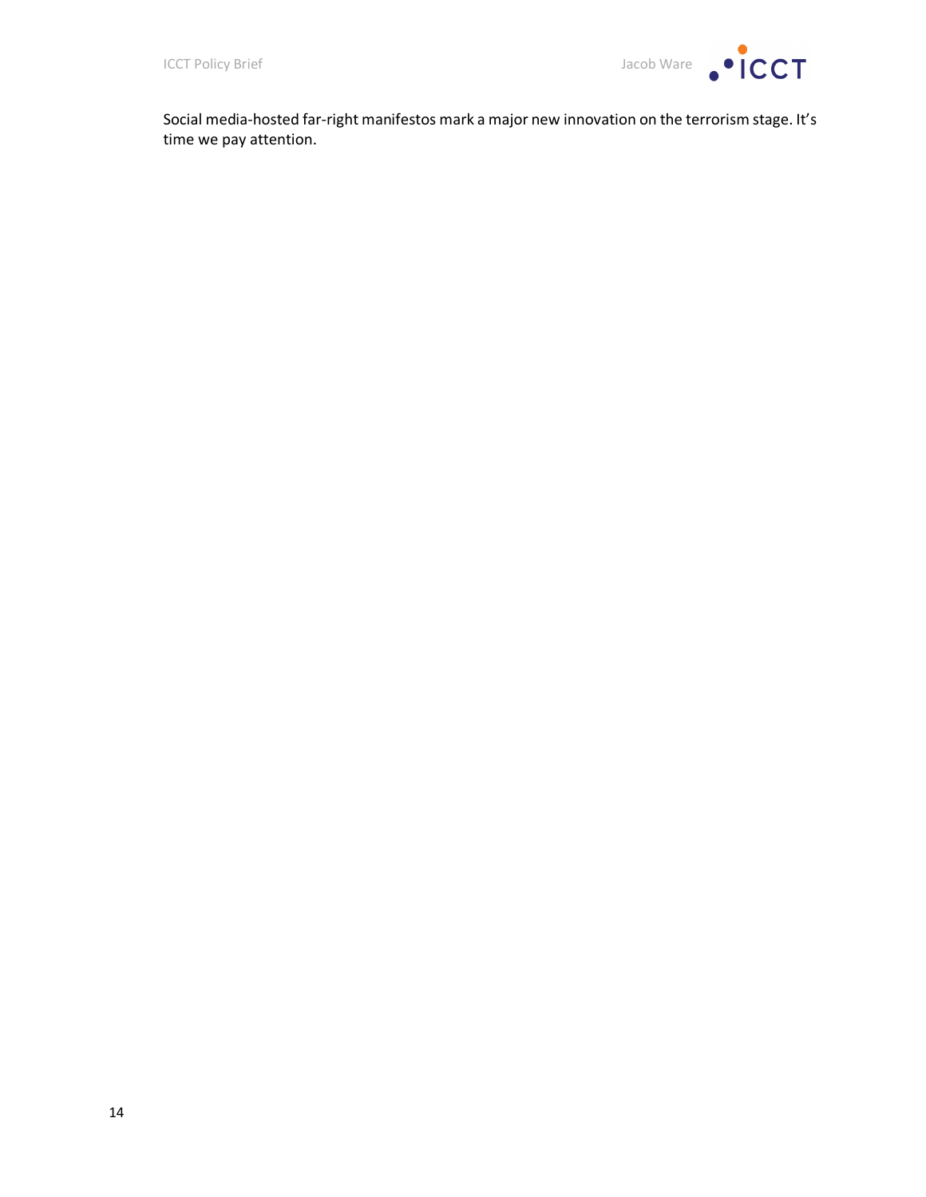Social media-hosted far-right manifestos mark a major new innovation on the terrorism stage. It's time we pay attention.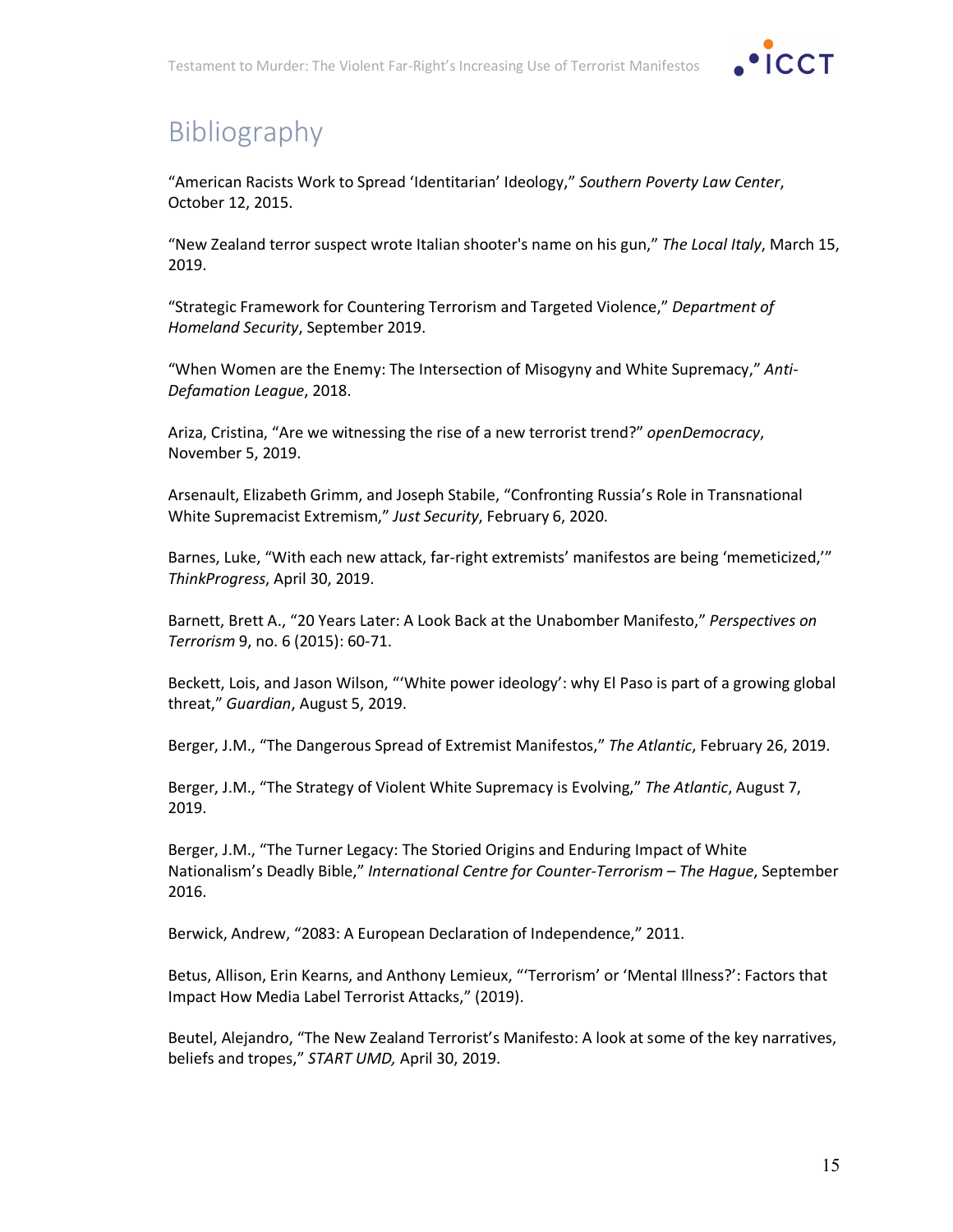# Bibliography

"American Racists Work to Spread 'Identitarian' Ideology," *Southern Poverty Law Center*, October 12, 2015.

"New Zealand terror suspect wrote Italian shooter's name on his gun," *The Local Italy*, March 15, 2019.

"Strategic Framework for Countering Terrorism and Targeted Violence," *Department of Homeland Security*, September 2019.

"When Women are the Enemy: The Intersection of Misogyny and White Supremacy," *Anti-Defamation League*, 2018.

Ariza, Cristina, "Are we witnessing the rise of a new terrorist trend?" *openDemocracy*, November 5, 2019.

Arsenault, Elizabeth Grimm, and Joseph Stabile, "Confronting Russia's Role in Transnational White Supremacist Extremism," *Just Security*, February 6, 2020.

Barnes, Luke, "With each new attack, far-right extremists' manifestos are being 'memeticized,'" *ThinkProgress*, April 30, 2019.

Barnett, Brett A., "20 Years Later: A Look Back at the Unabomber Manifesto," *Perspectives on Terrorism* 9, no. 6 (2015): 60-71.

Beckett, Lois, and Jason Wilson, "'White power ideology': why El Paso is part of a growing global threat," *Guardian*, August 5, 2019.

Berger, J.M., "The Dangerous Spread of Extremist Manifestos," *The Atlantic*, February 26, 2019.

Berger, J.M., "The Strategy of Violent White Supremacy is Evolving," *The Atlantic*, August 7, 2019.

Berger, J.M., "The Turner Legacy: The Storied Origins and Enduring Impact of White Nationalism's Deadly Bible," *International Centre for Counter-Terrorism – The Hague*, September 2016.

Berwick, Andrew, "2083: A European Declaration of Independence," 2011.

Betus, Allison, Erin Kearns, and Anthony Lemieux, "'Terrorism' or 'Mental Illness?': Factors that Impact How Media Label Terrorist Attacks," (2019).

Beutel, Alejandro, "The New Zealand Terrorist's Manifesto: A look at some of the key narratives, beliefs and tropes," *START UMD,* April 30, 2019.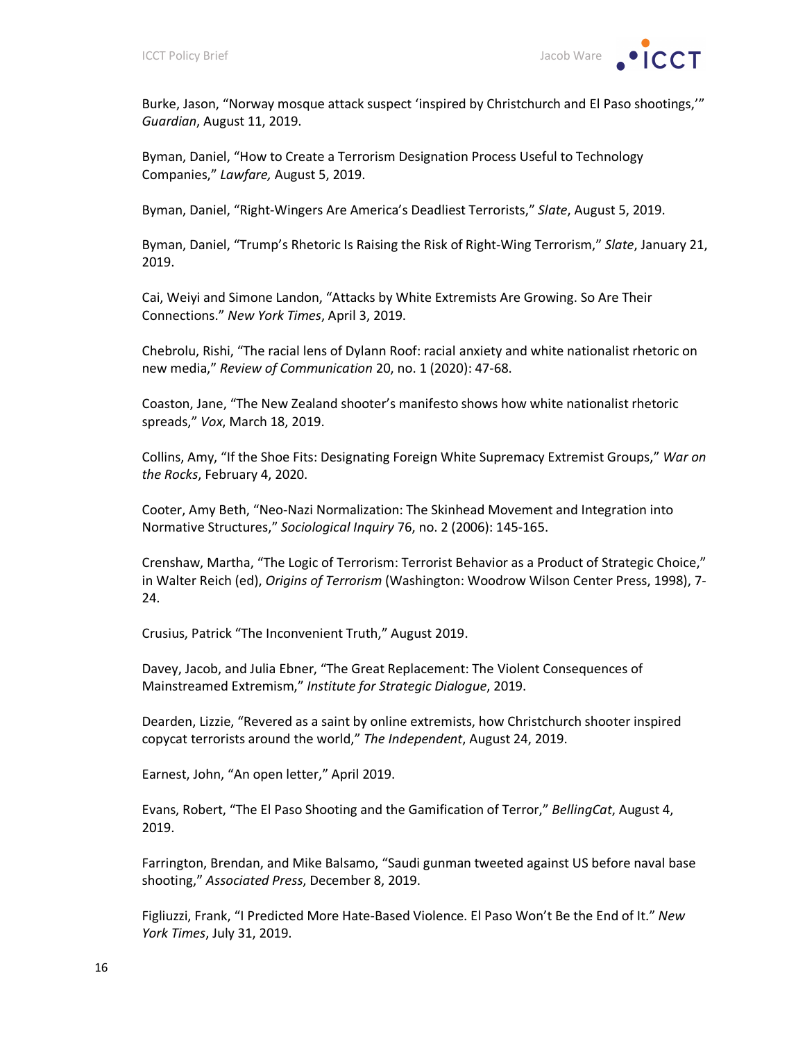Burke, Jason, “Norway mosque attack suspect ‘inspired by Christchurch and El Paso shootings,’” *Guardian*, August 11, 2019.

Byman, Daniel, “How to Create a Terrorism Designation Process Useful to Technology Companies,” *Lawfare,* August 5, 2019.

Byman, Daniel, “Right-Wingers Are America’s Deadliest Terrorists,” *Slate*, August 5, 2019.

Byman, Daniel, “Trump’s Rhetoric Is Raising the Risk of Right-Wing Terrorism,” *Slate*, January 21, 2019.

Cai, Weiyi and Simone Landon, “Attacks by White Extremists Are Growing. So Are Their Connections.” *New York Times*, April 3, 2019.

Chebrolu, Rishi, “The racial lens of Dylann Roof: racial anxiety and white nationalist rhetoric on new media,” *Review of Communication* 20, no. 1 (2020): 47-68.

Coaston, Jane, “The New Zealand shooter’s manifesto shows how white nationalist rhetoric spreads,” *Vox*, March 18, 2019.

Collins, Amy, “If the Shoe Fits: Designating Foreign White Supremacy Extremist Groups,” *War on the Rocks*, February 4, 2020.

Cooter, Amy Beth, “Neo-Nazi Normalization: The Skinhead Movement and Integration into Normative Structures,” *Sociological Inquiry* 76, no. 2 (2006): 145-165.

Crenshaw, Martha, “The Logic of Terrorism: Terrorist Behavior as a Product of Strategic Choice,” in Walter Reich (ed), *Origins of Terrorism* (Washington: Woodrow Wilson Center Press, 1998), 7-24.

Crusius, Patrick “The Inconvenient Truth,” August 2019.

Davey, Jacob, and Julia Ebner, “The Great Replacement: The Violent Consequences of Mainstreamed Extremism,” *Institute for Strategic Dialogue*, 2019.

Dearden, Lizzie, “Revered as a saint by online extremists, how Christchurch shooter inspired copycat terrorists around the world,” *The Independent*, August 24, 2019.

Earnest, John, “An open letter,” April 2019.

Evans, Robert, “The El Paso Shooting and the Gamification of Terror,” *BellingCat*, August 4, 2019.

Farrington, Brendan, and Mike Balsamo, “Saudi gunman tweeted against US before naval base shooting,” *Associated Press*, December 8, 2019.

Figliuzzi, Frank, “I Predicted More Hate-Based Violence. El Paso Won’t Be the End of It.” *New York Times*, July 31, 2019.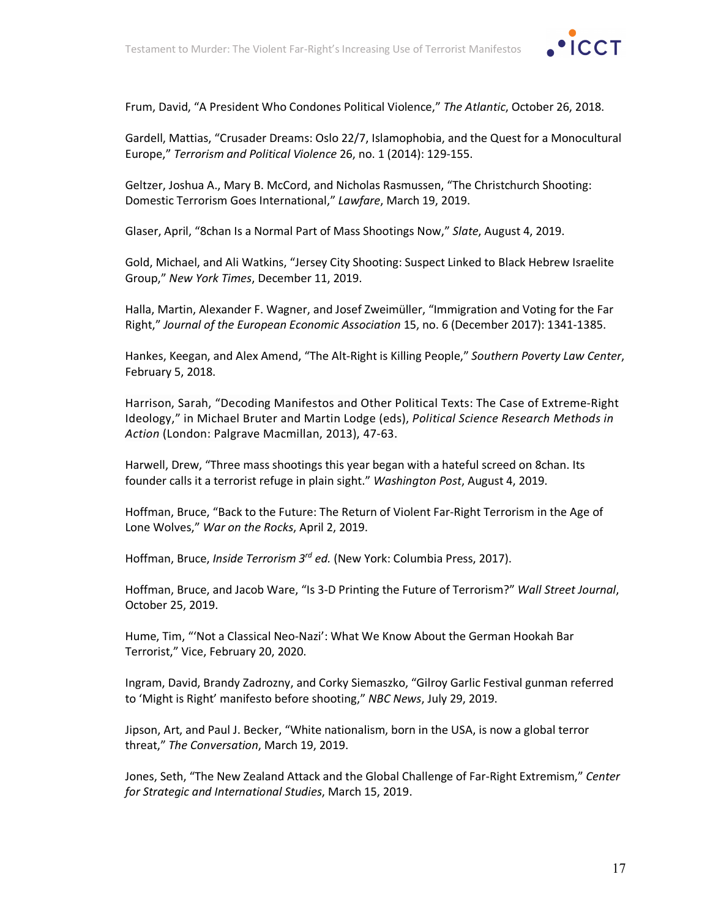Frum, David, “A President Who Condones Political Violence,” *The Atlantic*, October 26, 2018.

Gardell, Mattias, “Crusader Dreams: Oslo 22/7, Islamophobia, and the Quest for a Monocultural Europe,” *Terrorism and Political Violence* 26, no. 1 (2014): 129-155.

Geltzer, Joshua A., Mary B. McCord, and Nicholas Rasmussen, “The Christchurch Shooting: Domestic Terrorism Goes International,” *Lawfare*, March 19, 2019.

Glaser, April, “8chan Is a Normal Part of Mass Shootings Now,” *Slate*, August 4, 2019.

Gold, Michael, and Ali Watkins, “Jersey City Shooting: Suspect Linked to Black Hebrew Israelite Group,” *New York Times*, December 11, 2019.

Halla, Martin, Alexander F. Wagner, and Josef Zweimüller, “Immigration and Voting for the Far Right,” *Journal of the European Economic Association* 15, no. 6 (December 2017): 1341-1385.

Hankes, Keegan, and Alex Amend, “The Alt-Right is Killing People,” *Southern Poverty Law Center*, February 5, 2018.

Harrison, Sarah, “Decoding Manifestos and Other Political Texts: The Case of Extreme-Right Ideology,” in Michael Bruter and Martin Lodge (eds), *Political Science Research Methods in Action* (London: Palgrave Macmillan, 2013), 47-63.

Harwell, Drew, “Three mass shootings this year began with a hateful screed on 8chan. Its founder calls it a terrorist refuge in plain sight.” *Washington Post*, August 4, 2019.

Hoffman, Bruce, “Back to the Future: The Return of Violent Far-Right Terrorism in the Age of Lone Wolves,” *War on the Rocks*, April 2, 2019.

Hoffman, Bruce, *Inside Terrorism 3rd ed.* (New York: Columbia Press, 2017).

Hoffman, Bruce, and Jacob Ware, “Is 3-D Printing the Future of Terrorism?” *Wall Street Journal*, October 25, 2019.

Hume, Tim, “‘Not a Classical Neo-Nazi’: What We Know About the German Hookah Bar Terrorist,” Vice, February 20, 2020.

Ingram, David, Brandy Zadrozny, and Corky Siemaszko, “Gilroy Garlic Festival gunman referred to ‘Might is Right’ manifesto before shooting,” *NBC News*, July 29, 2019.

Jipson, Art, and Paul J. Becker, “White nationalism, born in the USA, is now a global terror threat,” *The Conversation*, March 19, 2019.

Jones, Seth, “The New Zealand Attack and the Global Challenge of Far-Right Extremism,” *Center for Strategic and International Studies*, March 15, 2019.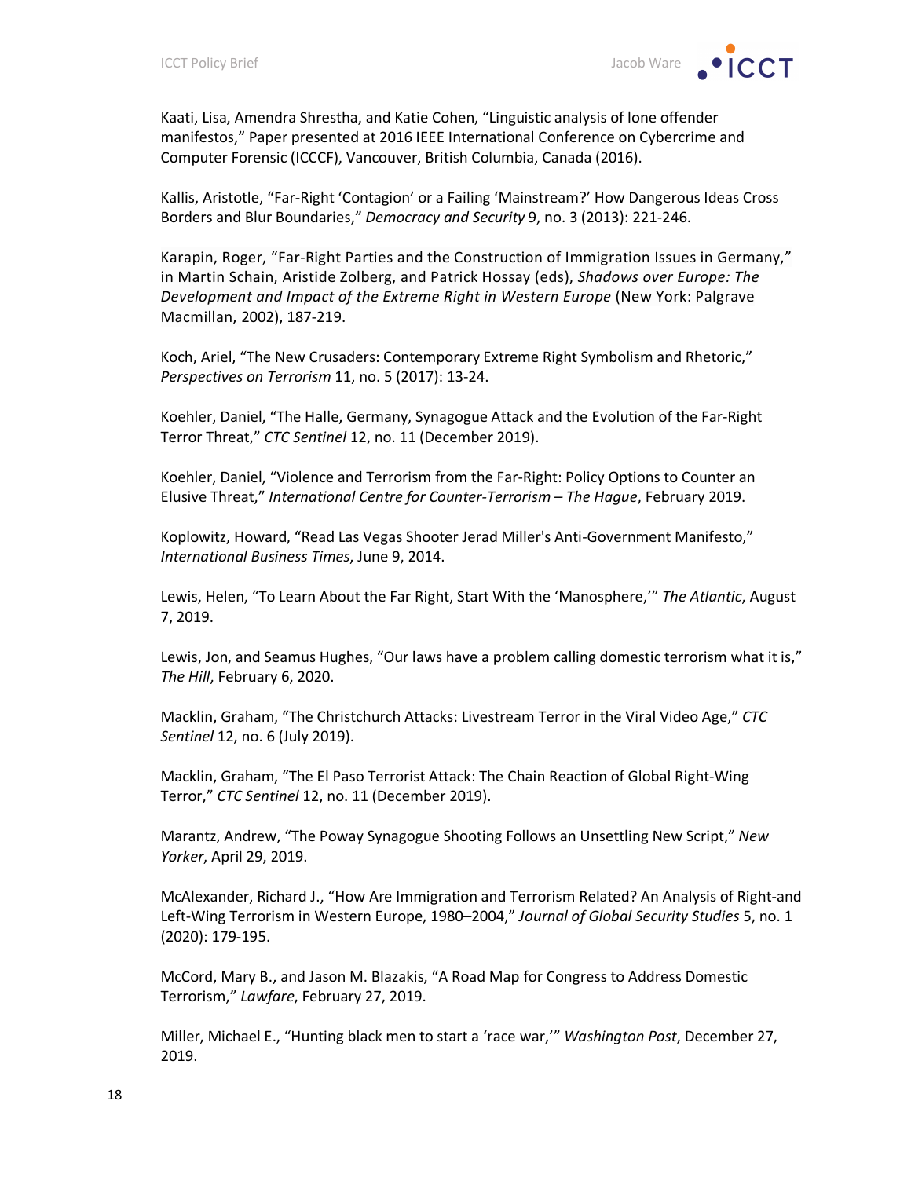Kaati, Lisa, Amendra Shrestha, and Katie Cohen, "Linguistic analysis of lone offender manifestos," Paper presented at 2016 IEEE International Conference on Cybercrime and Computer Forensic (ICCCF), Vancouver, British Columbia, Canada (2016).

Kallis, Aristotle, "Far-Right 'Contagion' or a Failing 'Mainstream?' How Dangerous Ideas Cross Borders and Blur Boundaries," *Democracy and Security* 9, no. 3 (2013): 221-246.

Karapin, Roger, "Far-Right Parties and the Construction of Immigration Issues in Germany," in Martin Schain, Aristide Zolberg, and Patrick Hossay (eds), *Shadows over Europe: The Development and Impact of the Extreme Right in Western Europe* (New York: Palgrave Macmillan, 2002), 187-219.

Koch, Ariel, "The New Crusaders: Contemporary Extreme Right Symbolism and Rhetoric," *Perspectives on Terrorism* 11, no. 5 (2017): 13-24.

Koehler, Daniel, "The Halle, Germany, Synagogue Attack and the Evolution of the Far-Right Terror Threat," *CTC Sentinel* 12, no. 11 (December 2019).

Koehler, Daniel, "Violence and Terrorism from the Far-Right: Policy Options to Counter an Elusive Threat," *International Centre for Counter-Terrorism – The Hague*, February 2019.

Koplowitz, Howard, "Read Las Vegas Shooter Jerad Miller's Anti-Government Manifesto," *International Business Times*, June 9, 2014.

Lewis, Helen, "To Learn About the Far Right, Start With the 'Manosphere,'" *The Atlantic*, August 7, 2019.

Lewis, Jon, and Seamus Hughes, "Our laws have a problem calling domestic terrorism what it is," *The Hill*, February 6, 2020.

Macklin, Graham, "The Christchurch Attacks: Livestream Terror in the Viral Video Age," *CTC Sentinel* 12, no. 6 (July 2019).

Macklin, Graham, "The El Paso Terrorist Attack: The Chain Reaction of Global Right-Wing Terror," *CTC Sentinel* 12, no. 11 (December 2019).

Marantz, Andrew, "The Poway Synagogue Shooting Follows an Unsettling New Script," *New Yorker*, April 29, 2019.

McAlexander, Richard J., "How Are Immigration and Terrorism Related? An Analysis of Right-and Left-Wing Terrorism in Western Europe, 1980–2004," *Journal of Global Security Studies* 5, no. 1 (2020): 179-195.

McCord, Mary B., and Jason M. Blazakis, "A Road Map for Congress to Address Domestic Terrorism," *Lawfare*, February 27, 2019.

Miller, Michael E., "Hunting black men to start a 'race war,'" *Washington Post*, December 27, 2019.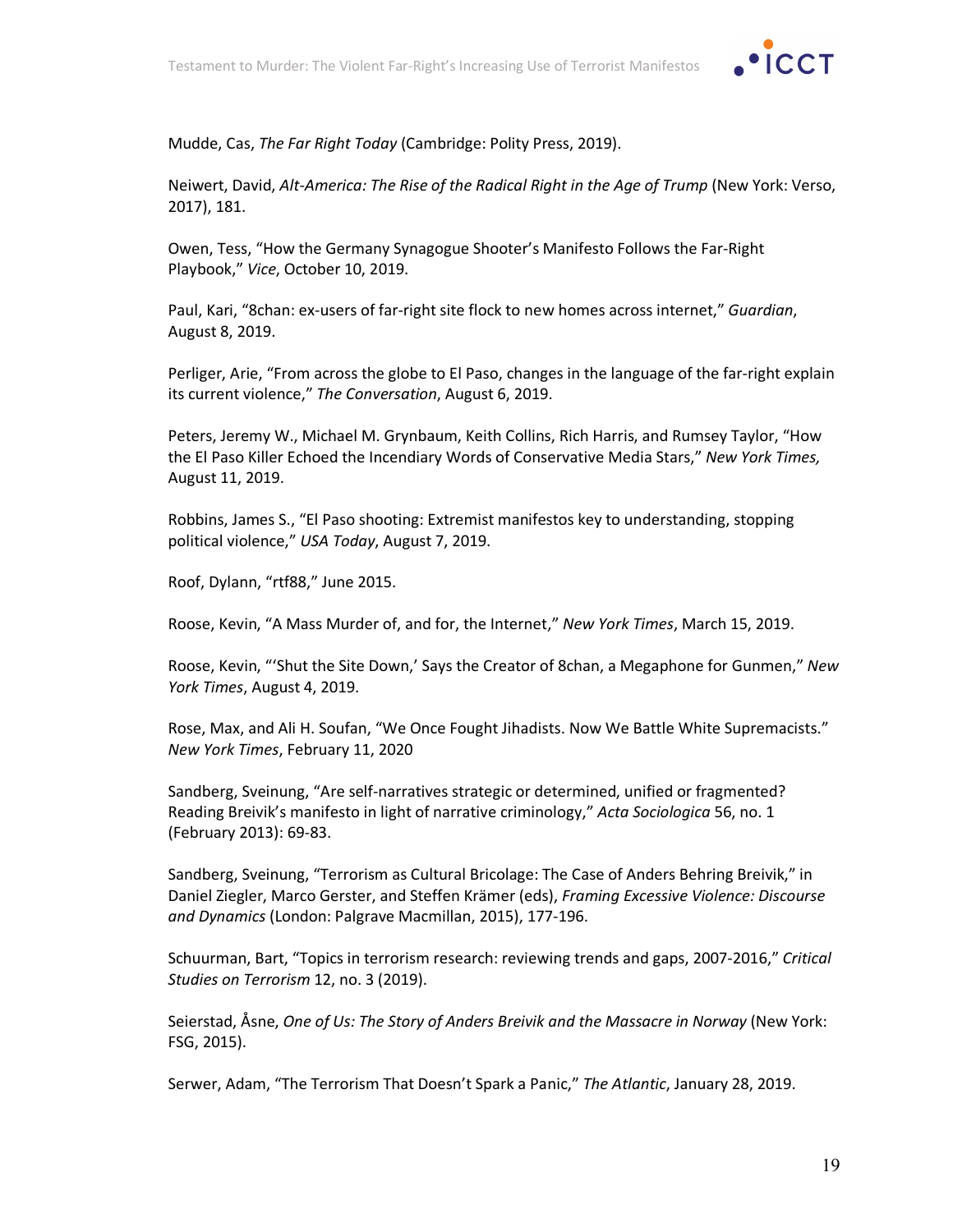Mudde, Cas, *The Far Right Today* (Cambridge: Polity Press, 2019).

Neiwert, David, *Alt-America: The Rise of the Radical Right in the Age of Trump* (New York: Verso, 2017), 181.

Owen, Tess, "How the Germany Synagogue Shooter's Manifesto Follows the Far-Right Playbook," *Vice*, October 10, 2019.

Paul, Kari, "8chan: ex-users of far-right site flock to new homes across internet," *Guardian*, August 8, 2019.

Perliger, Arie, "From across the globe to El Paso, changes in the language of the far-right explain its current violence," *The Conversation*, August 6, 2019.

Peters, Jeremy W., Michael M. Grynbaum, Keith Collins, Rich Harris, and Rumsey Taylor, "How the El Paso Killer Echoed the Incendiary Words of Conservative Media Stars," *New York Times,* August 11, 2019.

Robbins, James S., "El Paso shooting: Extremist manifestos key to understanding, stopping political violence," *USA Today*, August 7, 2019.

Roof, Dylann, "rtf88," June 2015.

Roose, Kevin, "A Mass Murder of, and for, the Internet," *New York Times*, March 15, 2019.

Roose, Kevin, "'Shut the Site Down,' Says the Creator of 8chan, a Megaphone for Gunmen," *New York Times*, August 4, 2019.

Rose, Max, and Ali H. Soufan, "We Once Fought Jihadists. Now We Battle White Supremacists." *New York Times*, February 11, 2020

Sandberg, Sveinung, "Are self-narratives strategic or determined, unified or fragmented? Reading Breivik's manifesto in light of narrative criminology," *Acta Sociologica* 56, no. 1 (February 2013): 69-83.

Sandberg, Sveinung, "Terrorism as Cultural Bricolage: The Case of Anders Behring Breivik," in Daniel Ziegler, Marco Gerster, and Steffen Krämer (eds), *Framing Excessive Violence: Discourse and Dynamics* (London: Palgrave Macmillan, 2015), 177-196.

Schuurman, Bart, "Topics in terrorism research: reviewing trends and gaps, 2007-2016," *Critical Studies on Terrorism* 12, no. 3 (2019).

Seierstad, Åsne, *One of Us: The Story of Anders Breivik and the Massacre in Norway* (New York: FSG, 2015).

Serwer, Adam, "The Terrorism That Doesn't Spark a Panic," *The Atlantic*, January 28, 2019.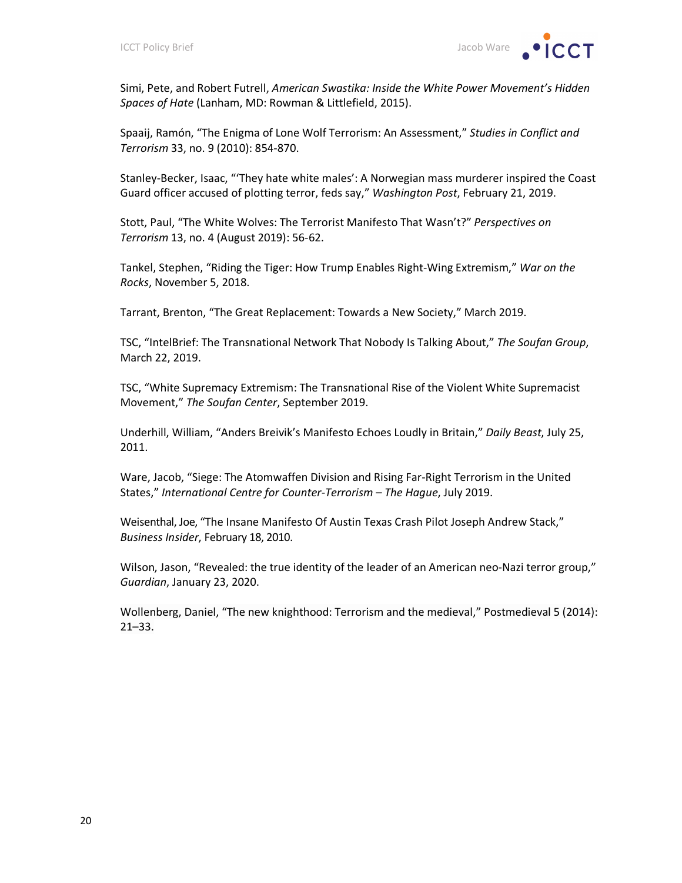Simi, Pete, and Robert Futrell, *American Swastika: Inside the White Power Movement's Hidden Spaces of Hate* (Lanham, MD: Rowman & Littlefield, 2015).

Spaaij, Ramón, "The Enigma of Lone Wolf Terrorism: An Assessment," *Studies in Conflict and Terrorism* 33, no. 9 (2010): 854-870.

Stanley-Becker, Isaac, "'They hate white males': A Norwegian mass murderer inspired the Coast Guard officer accused of plotting terror, feds say," *Washington Post*, February 21, 2019.

Stott, Paul, "The White Wolves: The Terrorist Manifesto That Wasn't?" *Perspectives on Terrorism* 13, no. 4 (August 2019): 56-62.

Tankel, Stephen, "Riding the Tiger: How Trump Enables Right-Wing Extremism," *War on the Rocks*, November 5, 2018.

Tarrant, Brenton, "The Great Replacement: Towards a New Society," March 2019.

TSC, "IntelBrief: The Transnational Network That Nobody Is Talking About," *The Soufan Group*, March 22, 2019.

TSC, "White Supremacy Extremism: The Transnational Rise of the Violent White Supremacist Movement," *The Soufan Center*, September 2019.

Underhill, William, "Anders Breivik's Manifesto Echoes Loudly in Britain," *Daily Beast*, July 25, 2011.

Ware, Jacob, "Siege: The Atomwaffen Division and Rising Far-Right Terrorism in the United States," *International Centre for Counter-Terrorism – The Hague*, July 2019.

Weisenthal, Joe, "The Insane Manifesto Of Austin Texas Crash Pilot Joseph Andrew Stack," *Business Insider*, February 18, 2010.

Wilson, Jason, "Revealed: the true identity of the leader of an American neo-Nazi terror group," *Guardian*, January 23, 2020.

Wollenberg, Daniel, "The new knighthood: Terrorism and the medieval," Postmedieval 5 (2014): 21–33.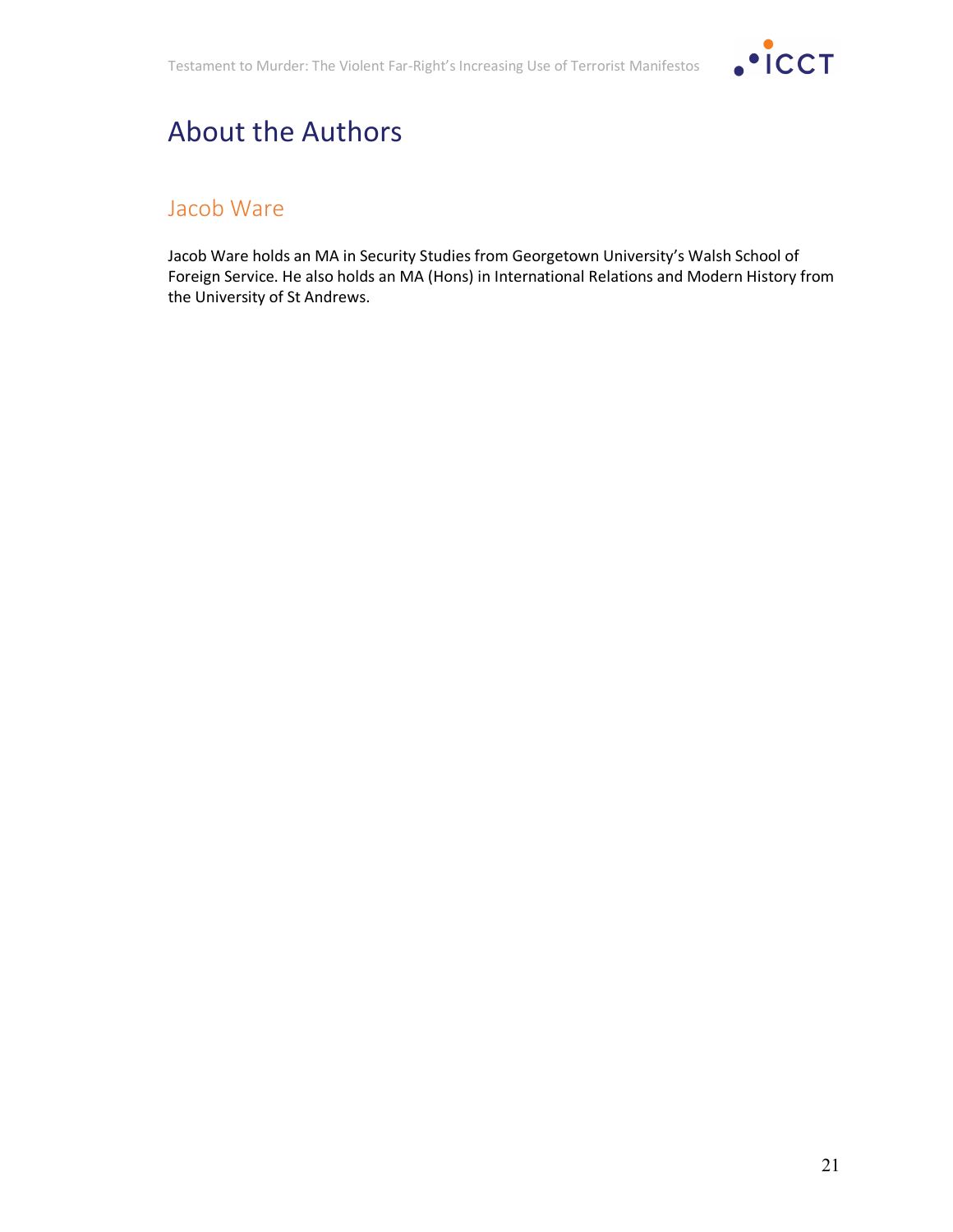# About the Authors

## Jacob Ware

Jacob Ware holds an MA in Security Studies from Georgetown University's Walsh School of Foreign Service. He also holds an MA (Hons) in International Relations and Modern History from the University of St Andrews.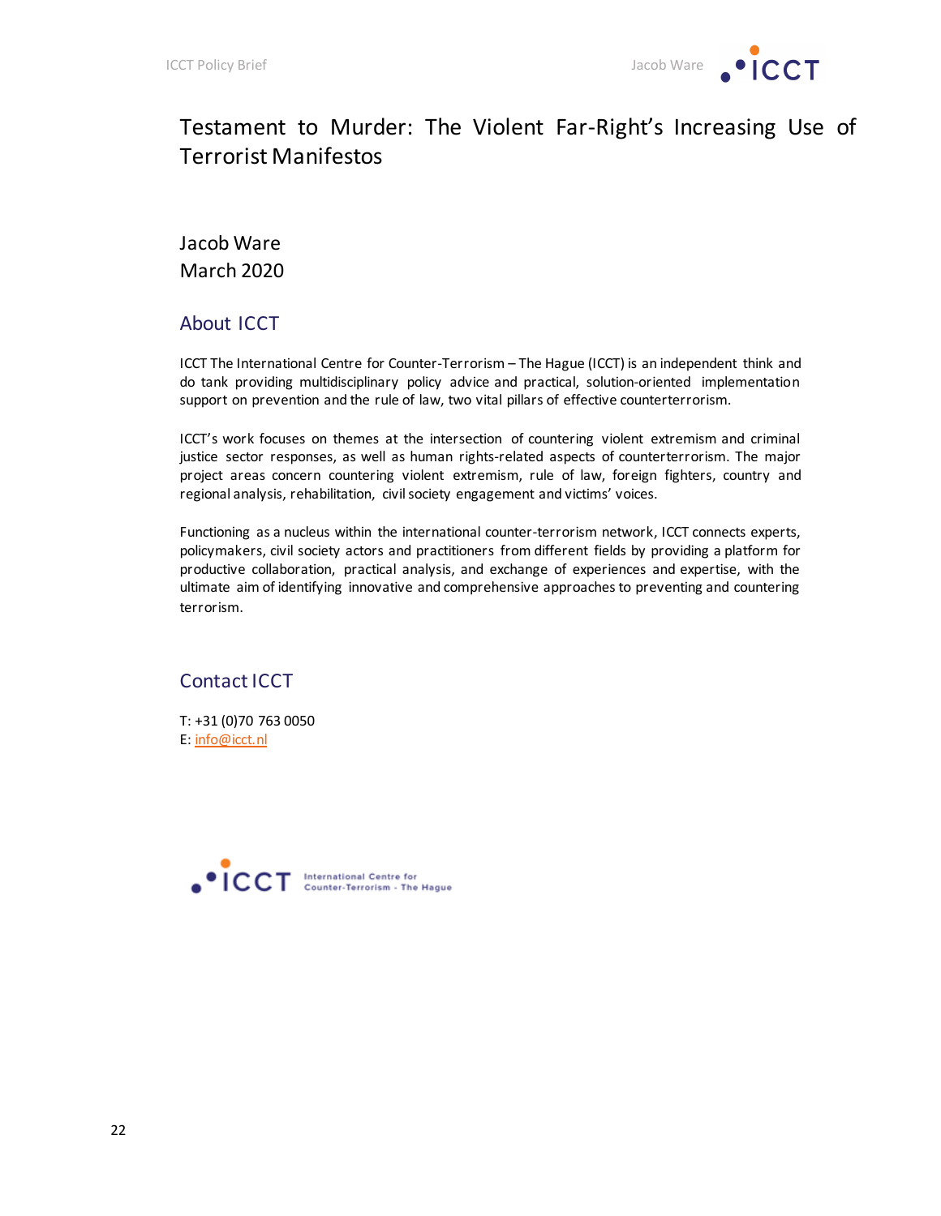# Testament to Murder: The Violent Far-Right's Increasing Use of Terrorist Manifestos

Jacob Ware
March 2020

## About ICCT

ICCT The International Centre for Counter-Terrorism – The Hague (ICCT) is an independent think and do tank providing multidisciplinary policy advice and practical, solution-oriented implementation support on prevention and the rule of law, two vital pillars of effective counterterrorism.

ICCT's work focuses on themes at the intersection of countering violent extremism and criminal justice sector responses, as well as human rights-related aspects of counterterrorism. The major project areas concern countering violent extremism, rule of law, foreign fighters, country and regional analysis, rehabilitation, civil society engagement and victims' voices.

Functioning as a nucleus within the international counter-terrorism network, ICCT connects experts, policymakers, civil society actors and practitioners from different fields by providing a platform for productive collaboration, practical analysis, and exchange of experiences and expertise, with the ultimate aim of identifying innovative and comprehensive approaches to preventing and countering terrorism.

## Contact ICCT

T: +31 (0)70 763 0050
E: info@icct.nl

ICCT International Centre for Counter-Terrorism - The Hague